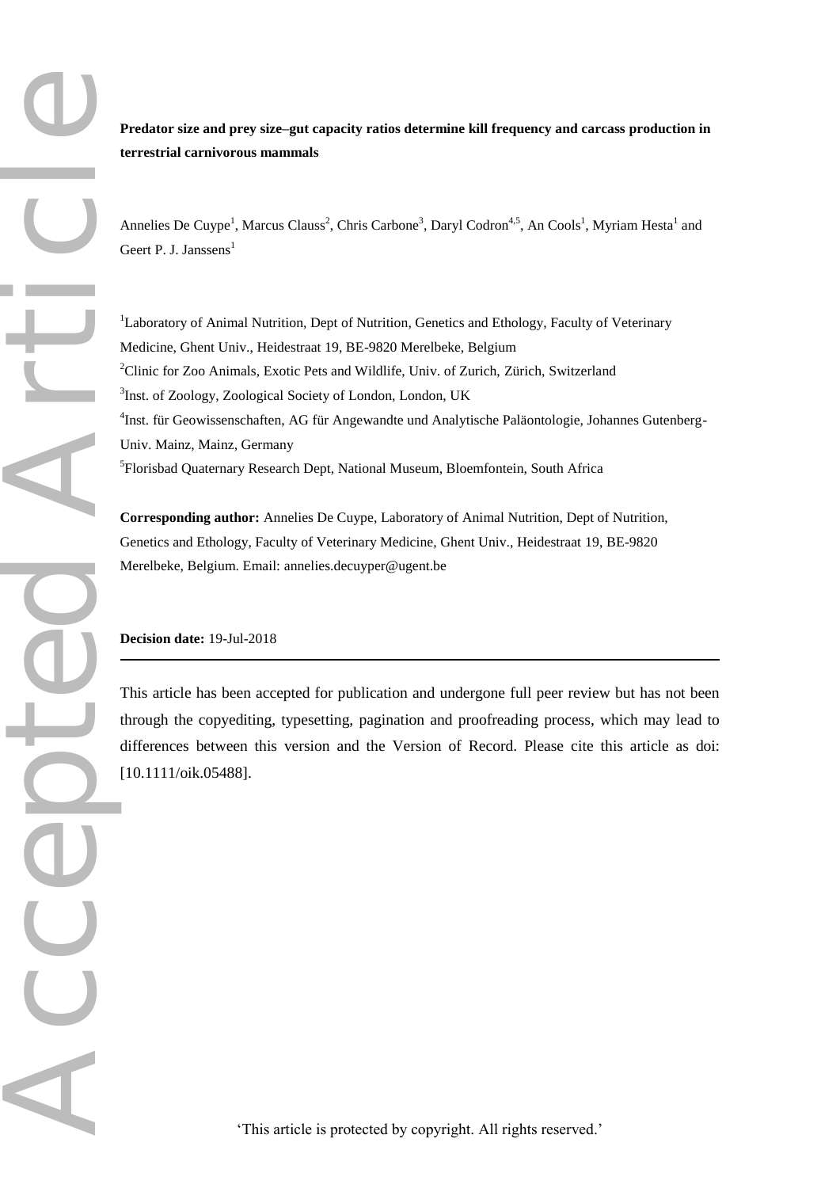**Predator size and prey size–gut capacity ratios determine kill frequency and carcass production in terrestrial carnivorous mammals**

Annelies De Cuype[1], Marcus Clauss[2], Chris Carbone[3], Daryl Codron[4,5], An Cools[1], Myriam Hesta[1] and Geert P. J. Janssens[1]

[1]Laboratory of Animal Nutrition, Dept of Nutrition, Genetics and Ethology, Faculty of Veterinary Medicine, Ghent Univ., Heidestraat 19, BE-9820 Merelbeke, Belgium

[2]Clinic for Zoo Animals, Exotic Pets and Wildlife, Univ. of Zurich, Zürich, Switzerland

[3]Inst. of Zoology, Zoological Society of London, London, UK

[4]Inst. für Geowissenschaften, AG für Angewandte und Analytische Paläontologie, Johannes Gutenberg-Univ. Mainz, Mainz, Germany

[5]Florisbad Quaternary Research Dept, National Museum, Bloemfontein, South Africa

**Corresponding author:** Annelies De Cuype, Laboratory of Animal Nutrition, Dept of Nutrition, Genetics and Ethology, Faculty of Veterinary Medicine, Ghent Univ., Heidestraat 19, BE-9820 Merelbeke, Belgium. Email: annelies.decuyper@ugent.be

**Decision date:** 19-Jul-2018

---

This article has been accepted for publication and undergone full peer review but has not been through the copyediting, typesetting, pagination and proofreading process, which may lead to differences between this version and the Version of Record. Please cite this article as doi: [10.1111/oik.05488].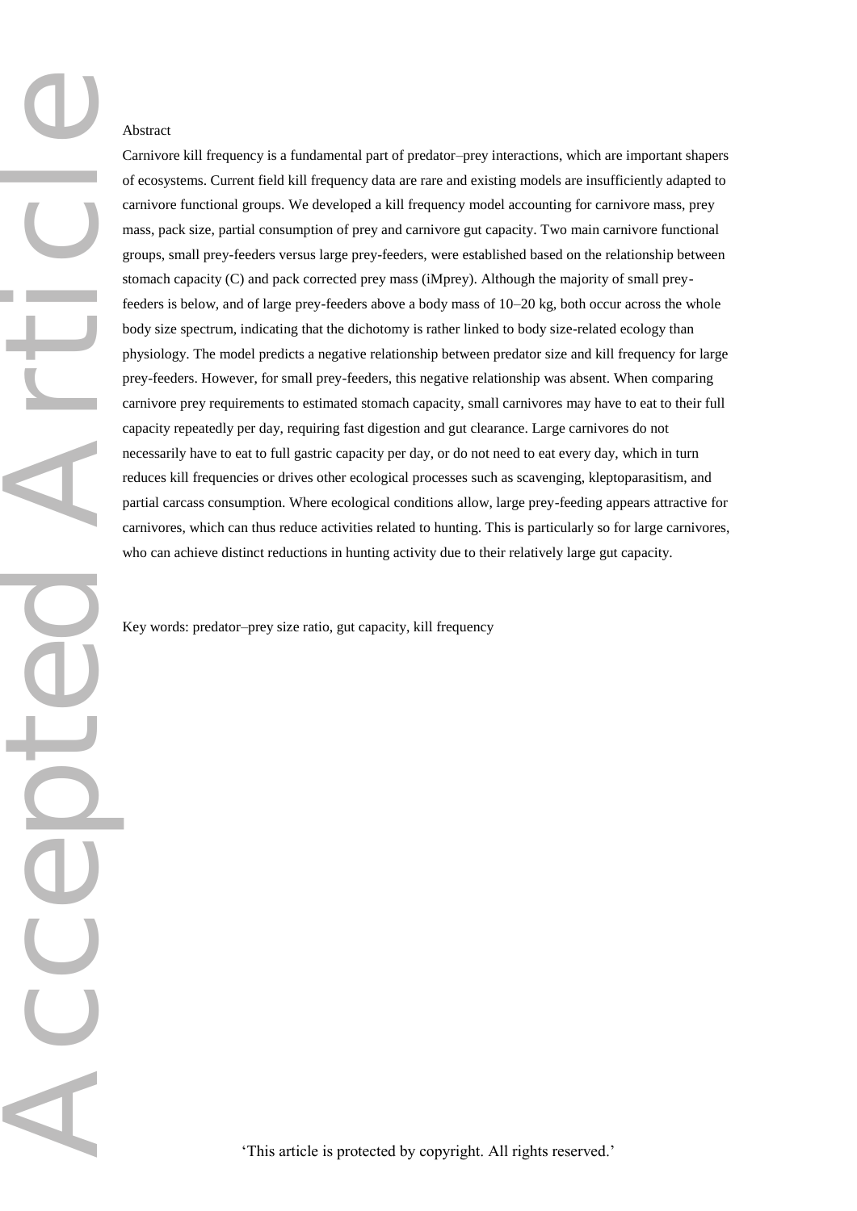## Abstract

Carnivore kill frequency is a fundamental part of predator–prey interactions, which are important shapers of ecosystems. Current field kill frequency data are rare and existing models are insufficiently adapted to carnivore functional groups. We developed a kill frequency model accounting for carnivore mass, prey mass, pack size, partial consumption of prey and carnivore gut capacity. Two main carnivore functional groups, small prey-feeders versus large prey-feeders, were established based on the relationship between stomach capacity (C) and pack corrected prey mass (iMprey). Although the majority of small prey-feeders is below, and of large prey-feeders above a body mass of 10–20 kg, both occur across the whole body size spectrum, indicating that the dichotomy is rather linked to body size-related ecology than physiology. The model predicts a negative relationship between predator size and kill frequency for large prey-feeders. However, for small prey-feeders, this negative relationship was absent. When comparing carnivore prey requirements to estimated stomach capacity, small carnivores may have to eat to their full capacity repeatedly per day, requiring fast digestion and gut clearance. Large carnivores do not necessarily have to eat to full gastric capacity per day, or do not need to eat every day, which in turn reduces kill frequencies or drives other ecological processes such as scavenging, kleptoparasitism, and partial carcass consumption. Where ecological conditions allow, large prey-feeding appears attractive for carnivores, which can thus reduce activities related to hunting. This is particularly so for large carnivores, who can achieve distinct reductions in hunting activity due to their relatively large gut capacity.

Key words: predator–prey size ratio, gut capacity, kill frequency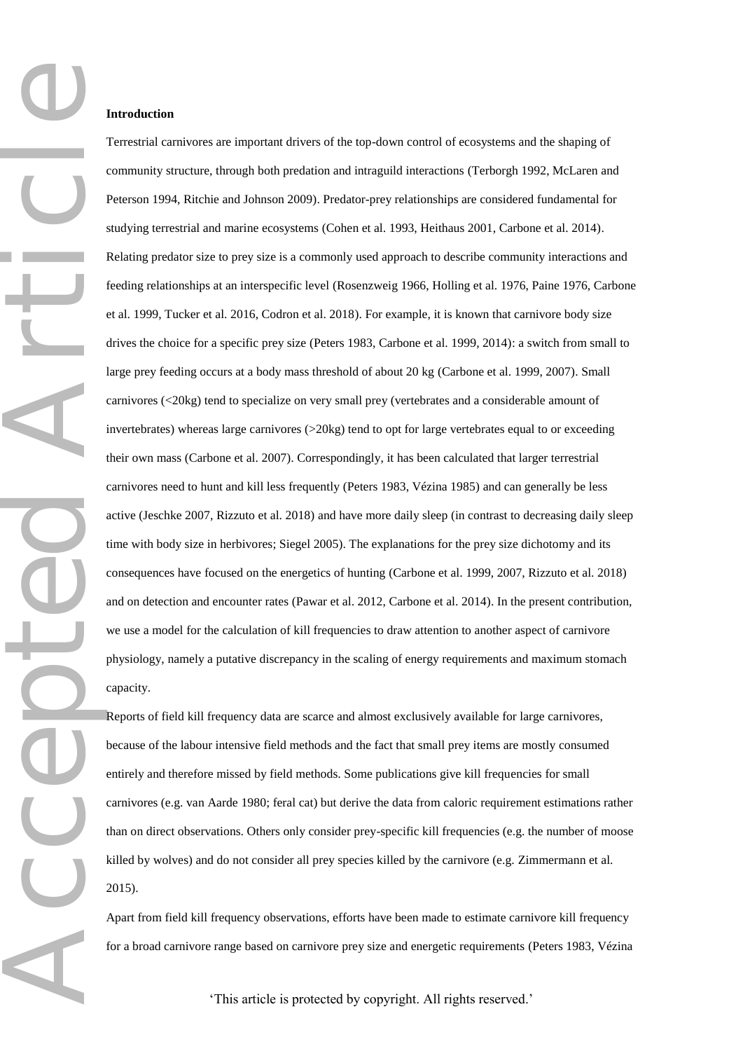**Introduction**

Terrestrial carnivores are important drivers of the top-down control of ecosystems and the shaping of community structure, through both predation and intraguild interactions (Terborgh 1992, McLaren and Peterson 1994, Ritchie and Johnson 2009). Predator-prey relationships are considered fundamental for studying terrestrial and marine ecosystems (Cohen et al. 1993, Heithaus 2001, Carbone et al. 2014). Relating predator size to prey size is a commonly used approach to describe community interactions and feeding relationships at an interspecific level (Rosenzweig 1966, Holling et al. 1976, Paine 1976, Carbone et al. 1999, Tucker et al. 2016, Codron et al. 2018). For example, it is known that carnivore body size drives the choice for a specific prey size (Peters 1983, Carbone et al. 1999, 2014): a switch from small to large prey feeding occurs at a body mass threshold of about 20 kg (Carbone et al. 1999, 2007). Small carnivores (<20kg) tend to specialize on very small prey (vertebrates and a considerable amount of invertebrates) whereas large carnivores (>20kg) tend to opt for large vertebrates equal to or exceeding their own mass (Carbone et al. 2007). Correspondingly, it has been calculated that larger terrestrial carnivores need to hunt and kill less frequently (Peters 1983, Vézina 1985) and can generally be less active (Jeschke 2007, Rizzuto et al. 2018) and have more daily sleep (in contrast to decreasing daily sleep time with body size in herbivores; Siegel 2005). The explanations for the prey size dichotomy and its consequences have focused on the energetics of hunting (Carbone et al. 1999, 2007, Rizzuto et al. 2018) and on detection and encounter rates (Pawar et al. 2012, Carbone et al. 2014). In the present contribution, we use a model for the calculation of kill frequencies to draw attention to another aspect of carnivore physiology, namely a putative discrepancy in the scaling of energy requirements and maximum stomach capacity.

Reports of field kill frequency data are scarce and almost exclusively available for large carnivores, because of the labour intensive field methods and the fact that small prey items are mostly consumed entirely and therefore missed by field methods. Some publications give kill frequencies for small carnivores (e.g. van Aarde 1980; feral cat) but derive the data from caloric requirement estimations rather than on direct observations. Others only consider prey-specific kill frequencies (e.g. the number of moose killed by wolves) and do not consider all prey species killed by the carnivore (e.g. Zimmermann et al. 2015).

Apart from field kill frequency observations, efforts have been made to estimate carnivore kill frequency for a broad carnivore range based on carnivore prey size and energetic requirements (Peters 1983, Vézina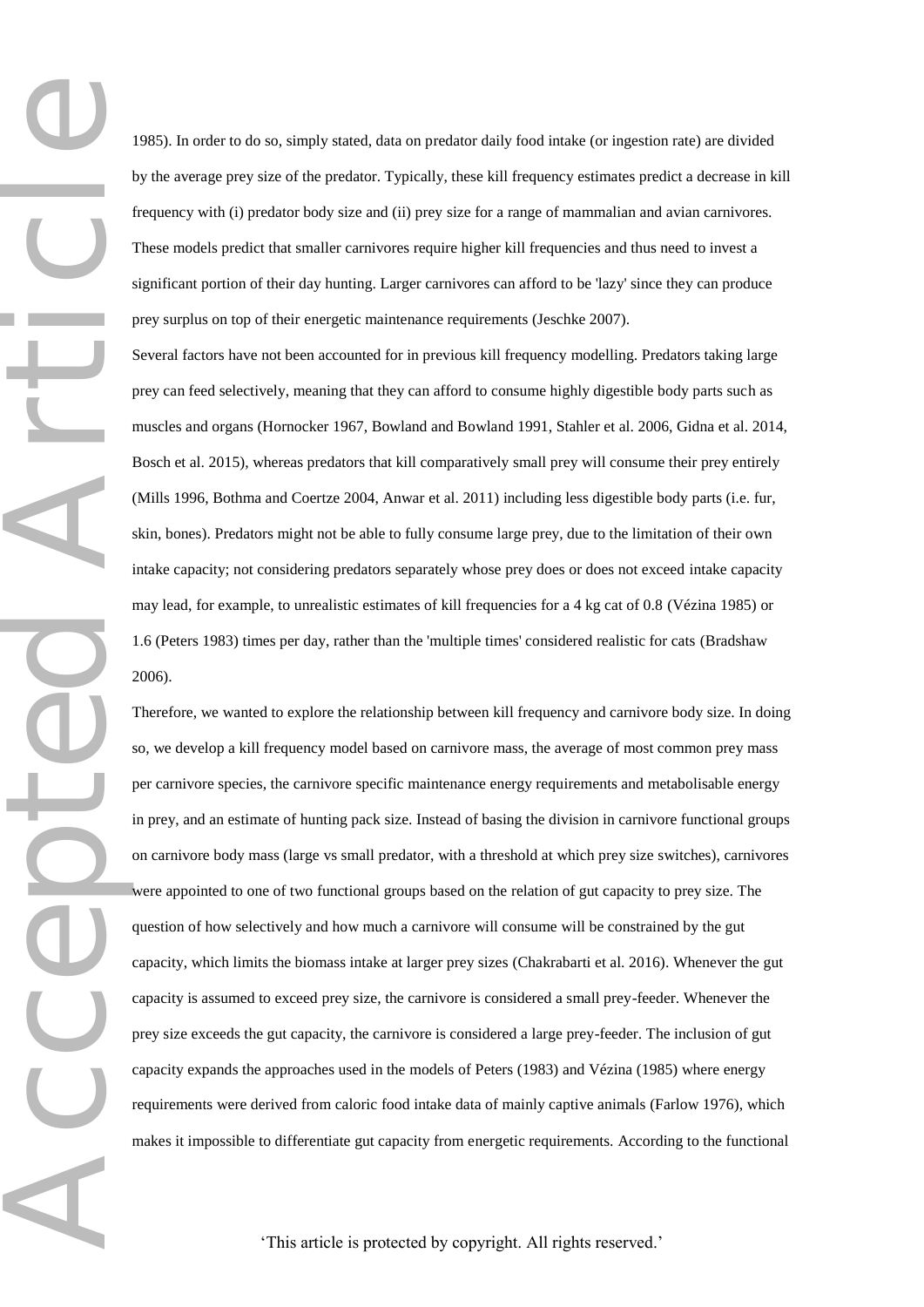1985). In order to do so, simply stated, data on predator daily food intake (or ingestion rate) are divided by the average prey size of the predator. Typically, these kill frequency estimates predict a decrease in kill frequency with (i) predator body size and (ii) prey size for a range of mammalian and avian carnivores. These models predict that smaller carnivores require higher kill frequencies and thus need to invest a significant portion of their day hunting. Larger carnivores can afford to be 'lazy' since they can produce prey surplus on top of their energetic maintenance requirements (Jeschke 2007).

Several factors have not been accounted for in previous kill frequency modelling. Predators taking large prey can feed selectively, meaning that they can afford to consume highly digestible body parts such as muscles and organs (Hornocker 1967, Bowland and Bowland 1991, Stahler et al. 2006, Gidna et al. 2014, Bosch et al. 2015), whereas predators that kill comparatively small prey will consume their prey entirely (Mills 1996, Bothma and Coertze 2004, Anwar et al. 2011) including less digestible body parts (i.e. fur, skin, bones). Predators might not be able to fully consume large prey, due to the limitation of their own intake capacity; not considering predators separately whose prey does or does not exceed intake capacity may lead, for example, to unrealistic estimates of kill frequencies for a 4 kg cat of 0.8 (Vézina 1985) or 1.6 (Peters 1983) times per day, rather than the 'multiple times' considered realistic for cats (Bradshaw 2006).

Therefore, we wanted to explore the relationship between kill frequency and carnivore body size. In doing so, we develop a kill frequency model based on carnivore mass, the average of most common prey mass per carnivore species, the carnivore specific maintenance energy requirements and metabolisable energy in prey, and an estimate of hunting pack size. Instead of basing the division in carnivore functional groups on carnivore body mass (large vs small predator, with a threshold at which prey size switches), carnivores were appointed to one of two functional groups based on the relation of gut capacity to prey size. The question of how selectively and how much a carnivore will consume will be constrained by the gut capacity, which limits the biomass intake at larger prey sizes (Chakrabarti et al. 2016). Whenever the gut capacity is assumed to exceed prey size, the carnivore is considered a small prey-feeder. Whenever the prey size exceeds the gut capacity, the carnivore is considered a large prey-feeder. The inclusion of gut capacity expands the approaches used in the models of Peters (1983) and Vézina (1985) where energy requirements were derived from caloric food intake data of mainly captive animals (Farlow 1976), which makes it impossible to differentiate gut capacity from energetic requirements. According to the functional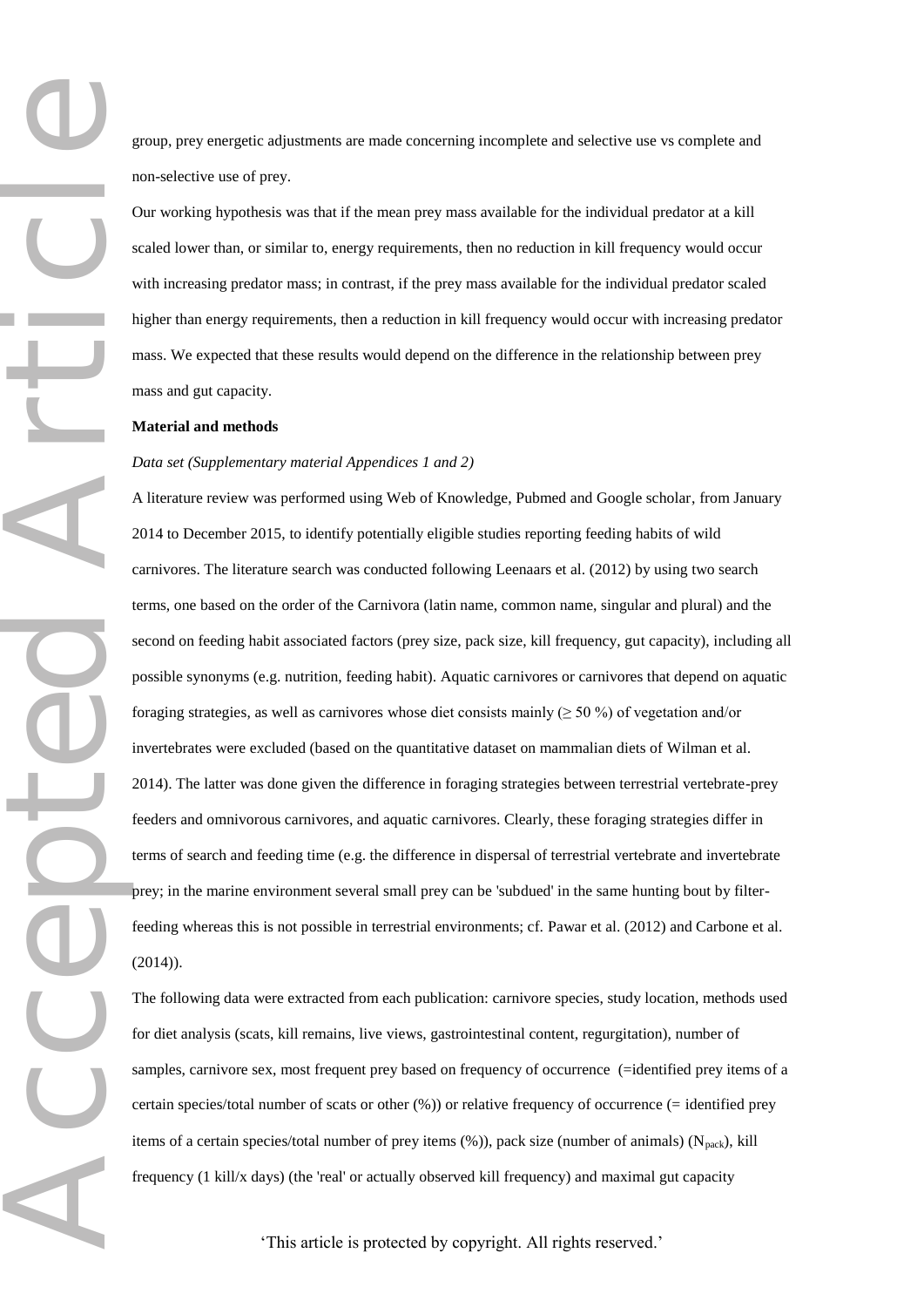group, prey energetic adjustments are made concerning incomplete and selective use vs complete and non-selective use of prey.

Our working hypothesis was that if the mean prey mass available for the individual predator at a kill scaled lower than, or similar to, energy requirements, then no reduction in kill frequency would occur with increasing predator mass; in contrast, if the prey mass available for the individual predator scaled higher than energy requirements, then a reduction in kill frequency would occur with increasing predator mass. We expected that these results would depend on the difference in the relationship between prey mass and gut capacity.

## Material and methods

*Data set (Supplementary material Appendices 1 and 2)*

A literature review was performed using Web of Knowledge, Pubmed and Google scholar, from January 2014 to December 2015, to identify potentially eligible studies reporting feeding habits of wild carnivores. The literature search was conducted following Leenaars et al. (2012) by using two search terms, one based on the order of the Carnivora (latin name, common name, singular and plural) and the second on feeding habit associated factors (prey size, pack size, kill frequency, gut capacity), including all possible synonyms (e.g. nutrition, feeding habit). Aquatic carnivores or carnivores that depend on aquatic foraging strategies, as well as carnivores whose diet consists mainly ($\geq$ 50 %) of vegetation and/or invertebrates were excluded (based on the quantitative dataset on mammalian diets of Wilman et al. 2014). The latter was done given the difference in foraging strategies between terrestrial vertebrate-prey feeders and omnivorous carnivores, and aquatic carnivores. Clearly, these foraging strategies differ in terms of search and feeding time (e.g. the difference in dispersal of terrestrial vertebrate and invertebrate prey; in the marine environment several small prey can be 'subdued' in the same hunting bout by filter-feeding whereas this is not possible in terrestrial environments; cf. Pawar et al. (2012) and Carbone et al. (2014)).

The following data were extracted from each publication: carnivore species, study location, methods used for diet analysis (scats, kill remains, live views, gastrointestinal content, regurgitation), number of samples, carnivore sex, most frequent prey based on frequency of occurrence (=identified prey items of a certain species/total number of scats or other (%)) or relative frequency of occurrence (= identified prey items of a certain species/total number of prey items (%)), pack size (number of animals) ($N_{pack}$), kill frequency (1 kill/x days) (the 'real' or actually observed kill frequency) and maximal gut capacity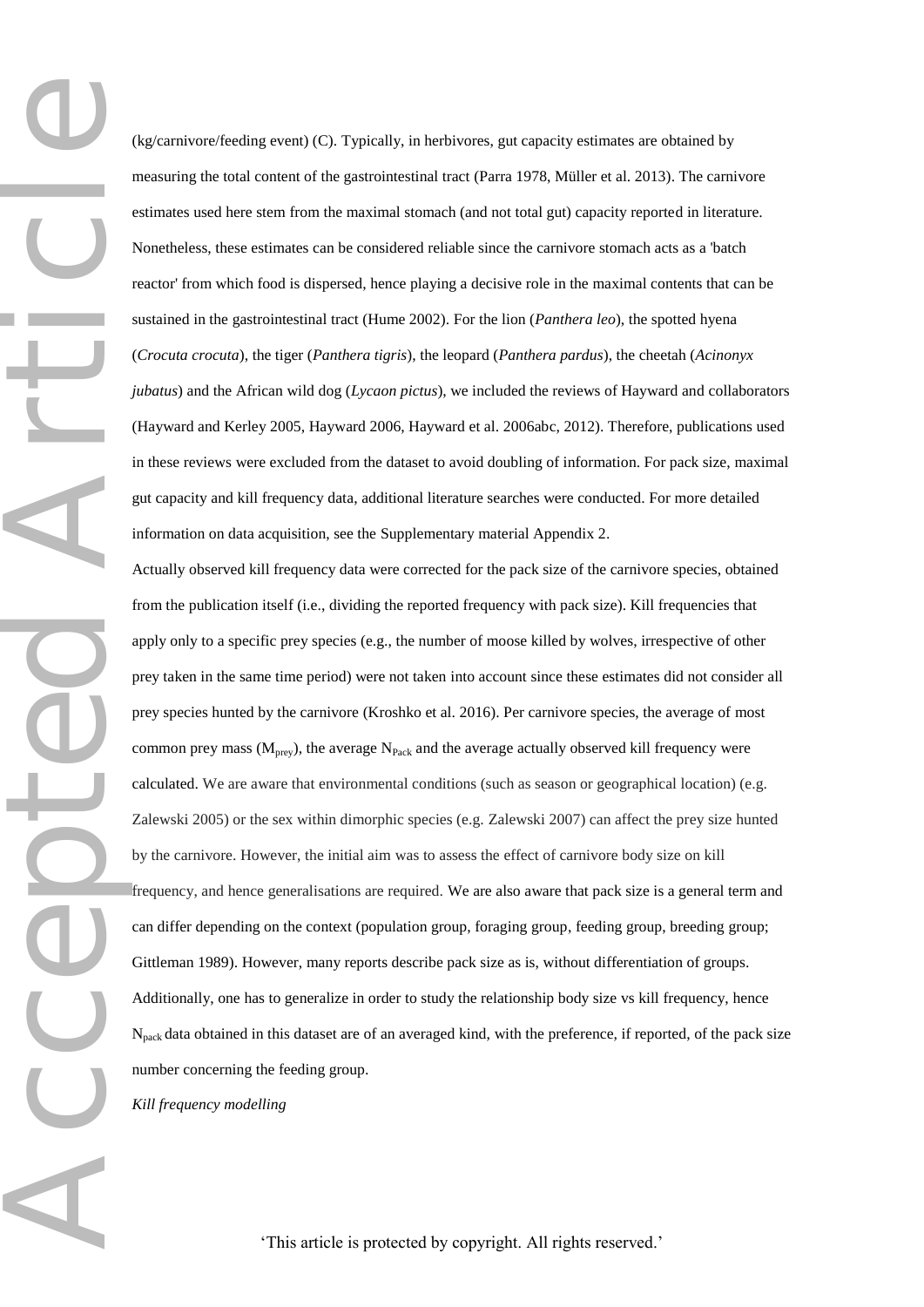(kg/carnivore/feeding event) (C). Typically, in herbivores, gut capacity estimates are obtained by measuring the total content of the gastrointestinal tract (Parra 1978, Müller et al. 2013). The carnivore estimates used here stem from the maximal stomach (and not total gut) capacity reported in literature. Nonetheless, these estimates can be considered reliable since the carnivore stomach acts as a 'batch reactor' from which food is dispersed, hence playing a decisive role in the maximal contents that can be sustained in the gastrointestinal tract (Hume 2002). For the lion (*Panthera leo*), the spotted hyena (*Crocuta crocuta*), the tiger (*Panthera tigris*), the leopard (*Panthera pardus*), the cheetah (*Acinonyx jubatus*) and the African wild dog (*Lycaon pictus*), we included the reviews of Hayward and collaborators (Hayward and Kerley 2005, Hayward 2006, Hayward et al. 2006abc, 2012). Therefore, publications used in these reviews were excluded from the dataset to avoid doubling of information. For pack size, maximal gut capacity and kill frequency data, additional literature searches were conducted. For more detailed information on data acquisition, see the Supplementary material Appendix 2.

Actually observed kill frequency data were corrected for the pack size of the carnivore species, obtained from the publication itself (i.e., dividing the reported frequency with pack size). Kill frequencies that apply only to a specific prey species (e.g., the number of moose killed by wolves, irrespective of other prey taken in the same time period) were not taken into account since these estimates did not consider all prey species hunted by the carnivore (Kroshko et al. 2016). Per carnivore species, the average of most common prey mass ($M_{prey}$), the average $N_{Pack}$ and the average actually observed kill frequency were calculated. We are aware that environmental conditions (such as season or geographical location) (e.g. Zalewski 2005) or the sex within dimorphic species (e.g. Zalewski 2007) can affect the prey size hunted by the carnivore. However, the initial aim was to assess the effect of carnivore body size on kill frequency, and hence generalisations are required. We are also aware that pack size is a general term and can differ depending on the context (population group, foraging group, feeding group, breeding group; Gittleman 1989). However, many reports describe pack size as is, without differentiation of groups. Additionally, one has to generalize in order to study the relationship body size vs kill frequency, hence $N_{pack}$ data obtained in this dataset are of an averaged kind, with the preference, if reported, of the pack size number concerning the feeding group.

*Kill frequency modelling*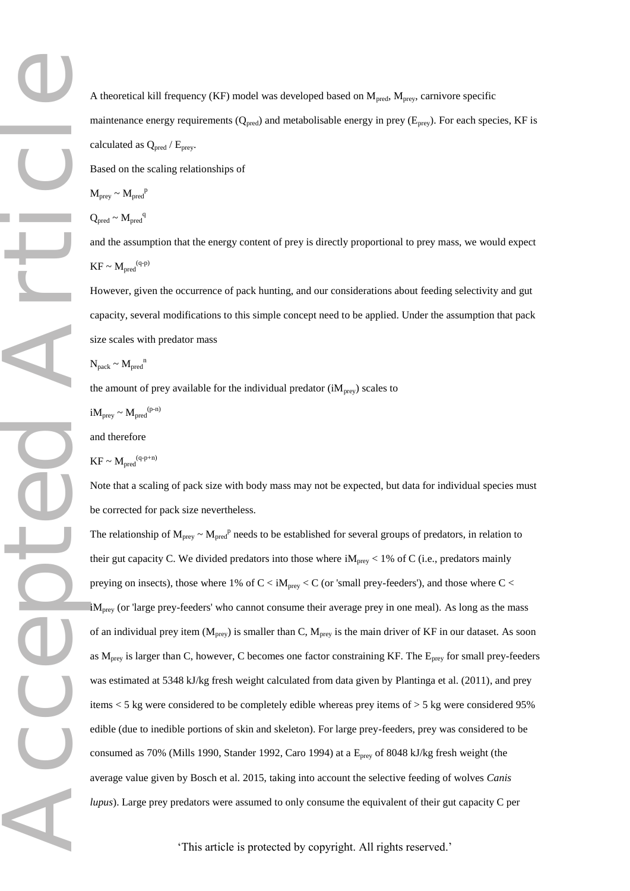A theoretical kill frequency (KF) model was developed based on $M_{pred}$, $M_{prey}$, carnivore specific maintenance energy requirements ($Q_{pred}$) and metabolisable energy in prey ($E_{prey}$). For each species, KF is calculated as $Q_{pred} / E_{prey}$.

Based on the scaling relationships of

$M_{prey} \sim M_{pred}^{p}$

$Q_{pred} \sim M_{pred}^{q}$

and the assumption that the energy content of prey is directly proportional to prey mass, we would expect

$KF \sim M_{pred}^{(q-p)}$

However, given the occurrence of pack hunting, and our considerations about feeding selectivity and gut capacity, several modifications to this simple concept need to be applied. Under the assumption that pack size scales with predator mass

$N_{pack} \sim M_{pred}^{n}$

the amount of prey available for the individual predator ($iM_{prey}$) scales to

$iM_{prey} \sim M_{pred}^{(p-n)}$

and therefore

$KF \sim M_{pred}^{(q-p+n)}$

Note that a scaling of pack size with body mass may not be expected, but data for individual species must be corrected for pack size nevertheless.

The relationship of $M_{prey} \sim M_{pred}^{p}$ needs to be established for several groups of predators, in relation to their gut capacity C. We divided predators into those where $iM_{prey}$ < 1% of C (i.e., predators mainly preying on insects), those where 1% of C < $iM_{prey}$ < C (or 'small prey-feeders'), and those where C < $iM_{prey}$ (or 'large prey-feeders' who cannot consume their average prey in one meal). As long as the mass of an individual prey item ($M_{prey}$) is smaller than C, $M_{prey}$ is the main driver of KF in our dataset. As soon as $M_{prey}$ is larger than C, however, C becomes one factor constraining KF. The $E_{prey}$ for small prey-feeders was estimated at 5348 kJ/kg fresh weight calculated from data given by Plantinga et al. (2011), and prey items < 5 kg were considered to be completely edible whereas prey items of > 5 kg were considered 95% edible (due to inedible portions of skin and skeleton). For large prey-feeders, prey was considered to be consumed as 70% (Mills 1990, Stander 1992, Caro 1994) at a $E_{prey}$ of 8048 kJ/kg fresh weight (the average value given by Bosch et al. 2015, taking into account the selective feeding of wolves *Canis lupus*). Large prey predators were assumed to only consume the equivalent of their gut capacity C per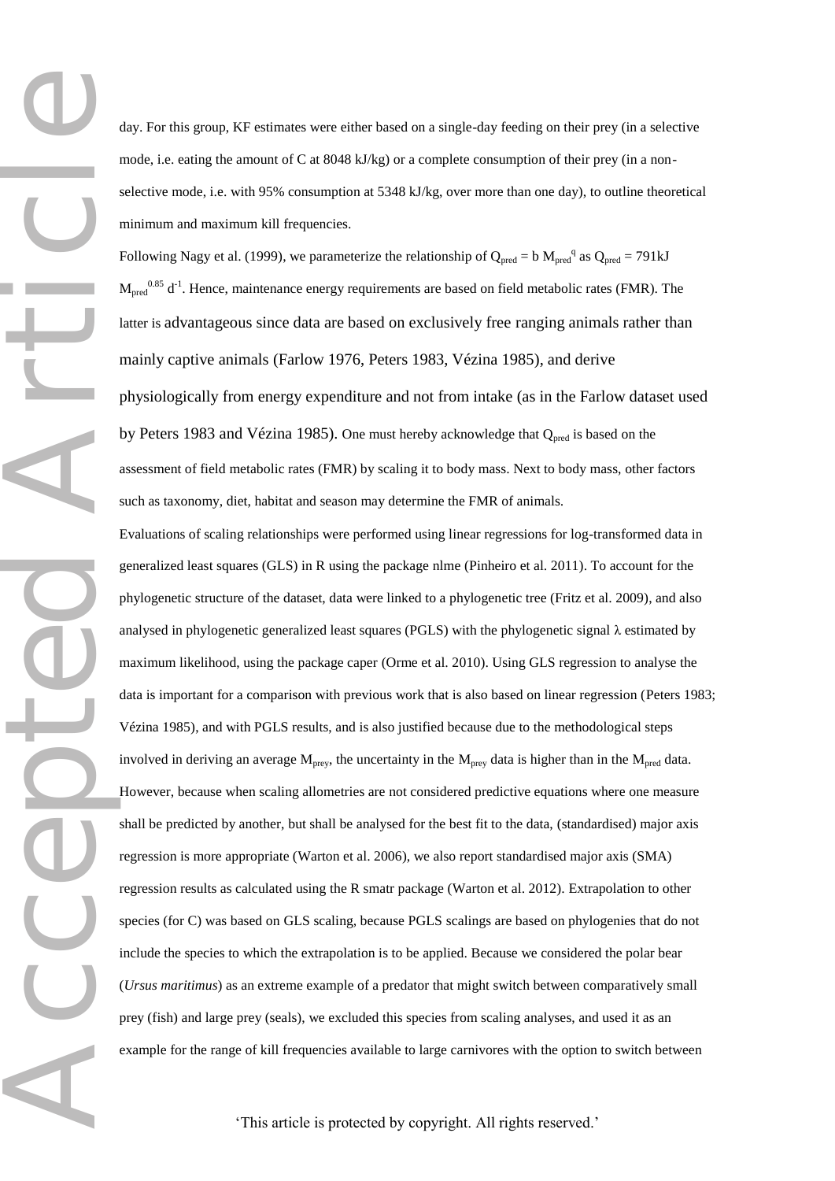day. For this group, KF estimates were either based on a single-day feeding on their prey (in a selective mode, i.e. eating the amount of C at 8048 kJ/kg) or a complete consumption of their prey (in a non-selective mode, i.e. with 95% consumption at 5348 kJ/kg, over more than one day), to outline theoretical minimum and maximum kill frequencies.

Following Nagy et al. (1999), we parameterize the relationship of $Q_{pred} = b\ M_{pred}^{q}$ as $Q_{pred} = 791kJ\ M_{pred}^{0.85}\ d^{-1}$. Hence, maintenance energy requirements are based on field metabolic rates (FMR). The latter is advantageous since data are based on exclusively free ranging animals rather than mainly captive animals (Farlow 1976, Peters 1983, Vézina 1985), and derive physiologically from energy expenditure and not from intake (as in the Farlow dataset used by Peters 1983 and Vézina 1985). One must hereby acknowledge that $Q_{pred}$ is based on the assessment of field metabolic rates (FMR) by scaling it to body mass. Next to body mass, other factors such as taxonomy, diet, habitat and season may determine the FMR of animals.

Evaluations of scaling relationships were performed using linear regressions for log-transformed data in generalized least squares (GLS) in R using the package nlme (Pinheiro et al. 2011). To account for the phylogenetic structure of the dataset, data were linked to a phylogenetic tree (Fritz et al. 2009), and also analysed in phylogenetic generalized least squares (PGLS) with the phylogenetic signal $\lambda$ estimated by maximum likelihood, using the package caper (Orme et al. 2010). Using GLS regression to analyse the data is important for a comparison with previous work that is also based on linear regression (Peters 1983; Vézina 1985), and with PGLS results, and is also justified because due to the methodological steps involved in deriving an average $M_{prey}$, the uncertainty in the $M_{prey}$ data is higher than in the $M_{pred}$ data. However, because when scaling allometries are not considered predictive equations where one measure shall be predicted by another, but shall be analysed for the best fit to the data, (standardised) major axis regression is more appropriate (Warton et al. 2006), we also report standardised major axis (SMA) regression results as calculated using the R smatr package (Warton et al. 2012). Extrapolation to other species (for C) was based on GLS scaling, because PGLS scalings are based on phylogenies that do not include the species to which the extrapolation is to be applied. Because we considered the polar bear (*Ursus maritimus*) as an extreme example of a predator that might switch between comparatively small prey (fish) and large prey (seals), we excluded this species from scaling analyses, and used it as an example for the range of kill frequencies available to large carnivores with the option to switch between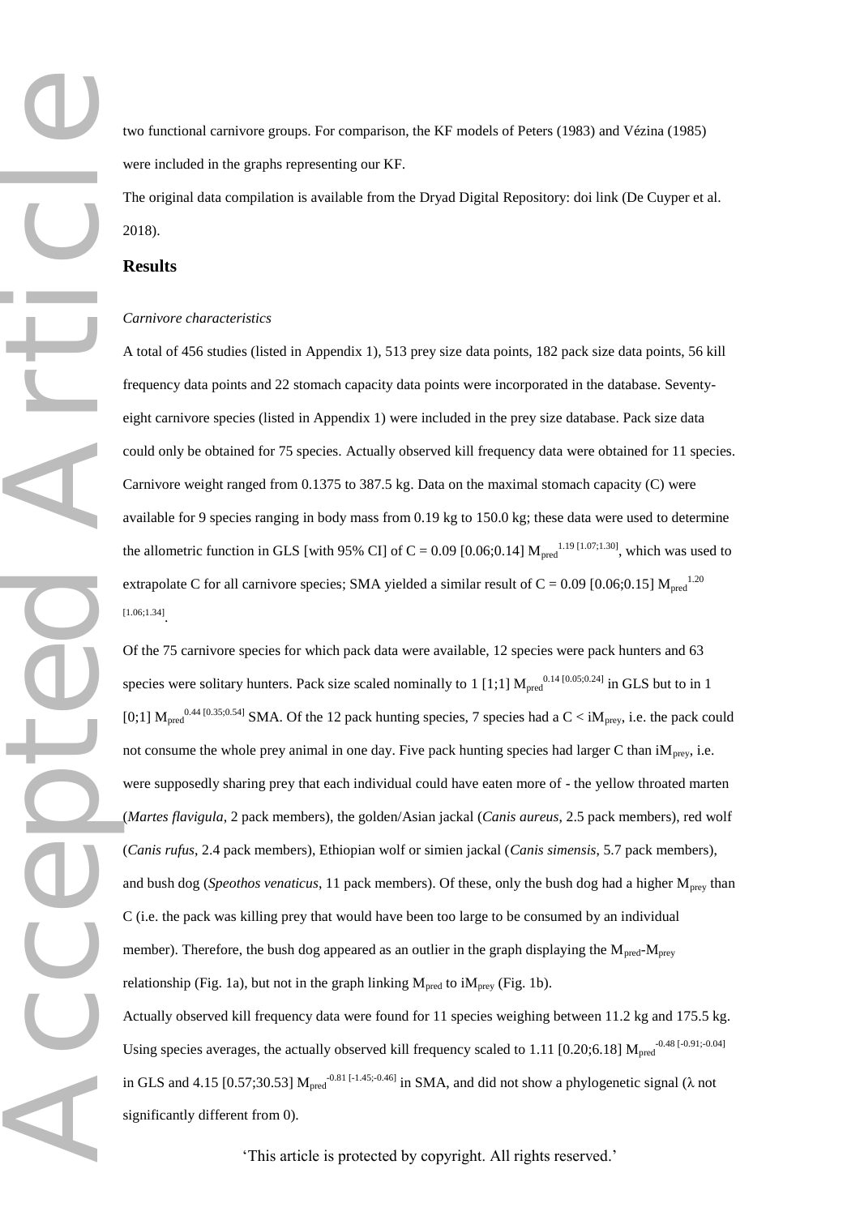two functional carnivore groups. For comparison, the KF models of Peters (1983) and Vézina (1985) were included in the graphs representing our KF.

The original data compilation is available from the Dryad Digital Repository: doi link (De Cuyper et al. 2018).

## Results

*Carnivore characteristics*

A total of 456 studies (listed in Appendix 1), 513 prey size data points, 182 pack size data points, 56 kill frequency data points and 22 stomach capacity data points were incorporated in the database. Seventy-eight carnivore species (listed in Appendix 1) were included in the prey size database. Pack size data could only be obtained for 75 species. Actually observed kill frequency data were obtained for 11 species. Carnivore weight ranged from 0.1375 to 387.5 kg. Data on the maximal stomach capacity (C) were available for 9 species ranging in body mass from 0.19 kg to 150.0 kg; these data were used to determine the allometric function in GLS [with 95% CI] of $C = 0.09\ [0.06;0.14]\ M_{pred}^{1.19\ [1.07;1.30]}$, which was used to extrapolate C for all carnivore species; SMA yielded a similar result of $C = 0.09\ [0.06;0.15]\ M_{pred}^{1.20\ [1.06;1.34]}$.

Of the 75 carnivore species for which pack data were available, 12 species were pack hunters and 63 species were solitary hunters. Pack size scaled nominally to $1\ [1;1]\ M_{pred}^{0.14\ [0.05;0.24]}$ in GLS but to in $1\ [0;1]\ M_{pred}^{0.44\ [0.35;0.54]}$ SMA. Of the 12 pack hunting species, 7 species had a $C < iM_{prey}$, i.e. the pack could not consume the whole prey animal in one day. Five pack hunting species had larger C than $iM_{prey}$, i.e. were supposedly sharing prey that each individual could have eaten more of - the yellow throated marten (*Martes flavigula*, 2 pack members), the golden/Asian jackal (*Canis aureus*, 2.5 pack members), red wolf (*Canis rufus*, 2.4 pack members), Ethiopian wolf or simien jackal (*Canis simensis*, 5.7 pack members), and bush dog (*Speothos venaticus*, 11 pack members). Of these, only the bush dog had a higher $M_{prey}$ than C (i.e. the pack was killing prey that would have been too large to be consumed by an individual member). Therefore, the bush dog appeared as an outlier in the graph displaying the $M_{pred}$-$M_{prey}$ relationship (Fig. 1a), but not in the graph linking $M_{pred}$ to $iM_{prey}$ (Fig. 1b).

Actually observed kill frequency data were found for 11 species weighing between 11.2 kg and 175.5 kg. Using species averages, the actually observed kill frequency scaled to $1.11\ [0.20;6.18]\ M_{pred}^{-0.48\ [-0.91;-0.04]}$ in GLS and $4.15\ [0.57;30.53]\ M_{pred}^{-0.81\ [-1.45;-0.46]}$ in SMA, and did not show a phylogenetic signal ($\lambda$ not significantly different from 0).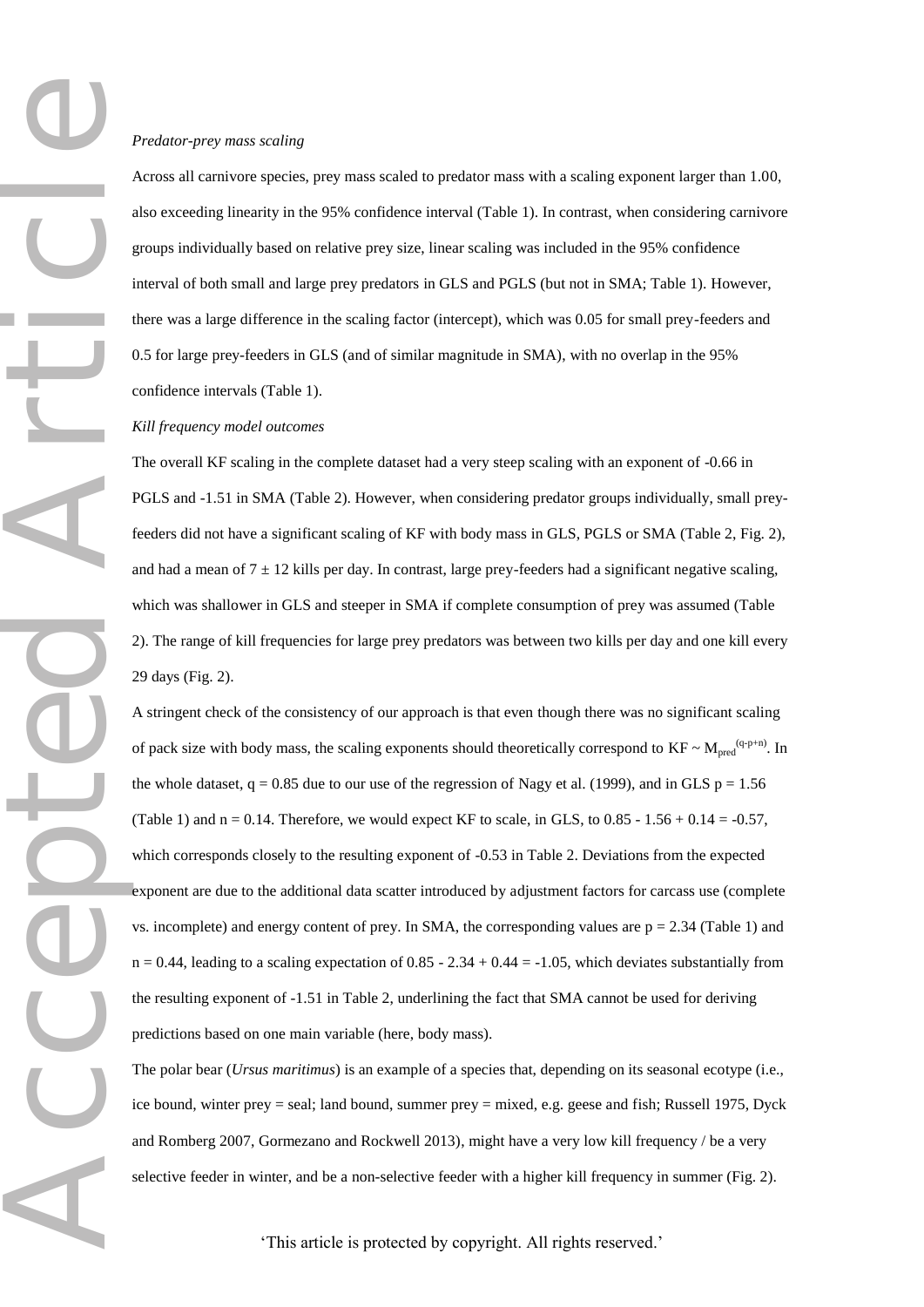*Predator-prey mass scaling*

Across all carnivore species, prey mass scaled to predator mass with a scaling exponent larger than 1.00, also exceeding linearity in the 95% confidence interval (Table 1). In contrast, when considering carnivore groups individually based on relative prey size, linear scaling was included in the 95% confidence interval of both small and large prey predators in GLS and PGLS (but not in SMA; Table 1). However, there was a large difference in the scaling factor (intercept), which was 0.05 for small prey-feeders and 0.5 for large prey-feeders in GLS (and of similar magnitude in SMA), with no overlap in the 95% confidence intervals (Table 1).

*Kill frequency model outcomes*

The overall KF scaling in the complete dataset had a very steep scaling with an exponent of -0.66 in PGLS and -1.51 in SMA (Table 2). However, when considering predator groups individually, small prey-feeders did not have a significant scaling of KF with body mass in GLS, PGLS or SMA (Table 2, Fig. 2), and had a mean of $7 \pm 12$ kills per day. In contrast, large prey-feeders had a significant negative scaling, which was shallower in GLS and steeper in SMA if complete consumption of prey was assumed (Table 2). The range of kill frequencies for large prey predators was between two kills per day and one kill every 29 days (Fig. 2).

A stringent check of the consistency of our approach is that even though there was no significant scaling of pack size with body mass, the scaling exponents should theoretically correspond to $KF \sim M_{pred}^{(q-p+n)}$. In the whole dataset, $q = 0.85$ due to our use of the regression of Nagy et al. (1999), and in GLS $p = 1.56$ (Table 1) and $n = 0.14$. Therefore, we would expect KF to scale, in GLS, to $0.85 - 1.56 + 0.14 = -0.57$, which corresponds closely to the resulting exponent of -0.53 in Table 2. Deviations from the expected exponent are due to the additional data scatter introduced by adjustment factors for carcass use (complete vs. incomplete) and energy content of prey. In SMA, the corresponding values are $p = 2.34$ (Table 1) and $n = 0.44$, leading to a scaling expectation of $0.85 - 2.34 + 0.44 = -1.05$, which deviates substantially from the resulting exponent of -1.51 in Table 2, underlining the fact that SMA cannot be used for deriving predictions based on one main variable (here, body mass).

The polar bear (*Ursus maritimus*) is an example of a species that, depending on its seasonal ecotype (i.e., ice bound, winter prey = seal; land bound, summer prey = mixed, e.g. geese and fish; Russell 1975, Dyck and Romberg 2007, Gormezano and Rockwell 2013), might have a very low kill frequency / be a very selective feeder in winter, and be a non-selective feeder with a higher kill frequency in summer (Fig. 2).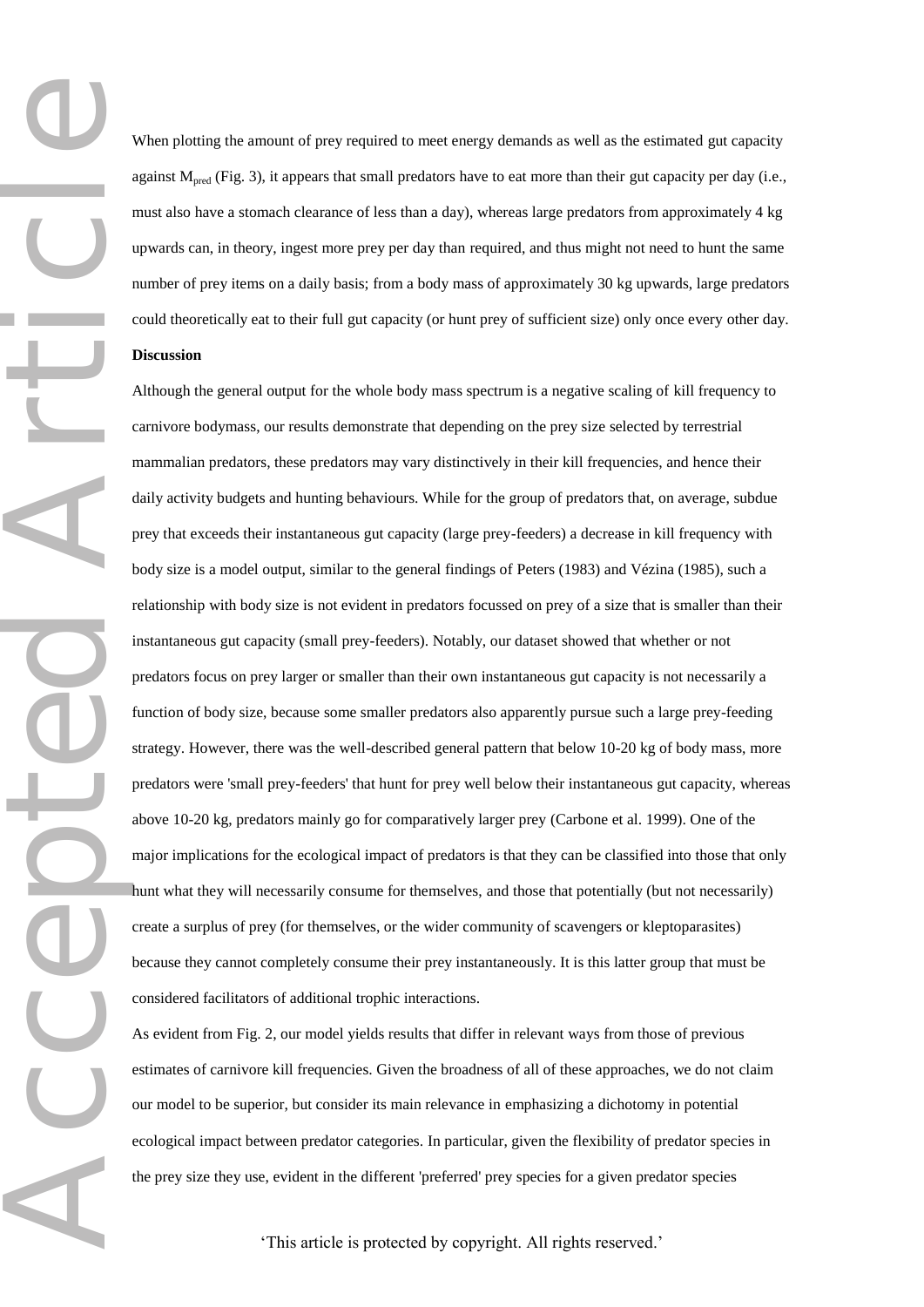When plotting the amount of prey required to meet energy demands as well as the estimated gut capacity against $M_{pred}$ (Fig. 3), it appears that small predators have to eat more than their gut capacity per day (i.e., must also have a stomach clearance of less than a day), whereas large predators from approximately 4 kg upwards can, in theory, ingest more prey per day than required, and thus might not need to hunt the same number of prey items on a daily basis; from a body mass of approximately 30 kg upwards, large predators could theoretically eat to their full gut capacity (or hunt prey of sufficient size) only once every other day.

## Discussion

Although the general output for the whole body mass spectrum is a negative scaling of kill frequency to carnivore bodymass, our results demonstrate that depending on the prey size selected by terrestrial mammalian predators, these predators may vary distinctively in their kill frequencies, and hence their daily activity budgets and hunting behaviours. While for the group of predators that, on average, subdue prey that exceeds their instantaneous gut capacity (large prey-feeders) a decrease in kill frequency with body size is a model output, similar to the general findings of Peters (1983) and Vézina (1985), such a relationship with body size is not evident in predators focussed on prey of a size that is smaller than their instantaneous gut capacity (small prey-feeders). Notably, our dataset showed that whether or not predators focus on prey larger or smaller than their own instantaneous gut capacity is not necessarily a function of body size, because some smaller predators also apparently pursue such a large prey-feeding strategy. However, there was the well-described general pattern that below 10-20 kg of body mass, more predators were 'small prey-feeders' that hunt for prey well below their instantaneous gut capacity, whereas above 10-20 kg, predators mainly go for comparatively larger prey (Carbone et al. 1999). One of the major implications for the ecological impact of predators is that they can be classified into those that only hunt what they will necessarily consume for themselves, and those that potentially (but not necessarily) create a surplus of prey (for themselves, or the wider community of scavengers or kleptoparasites) because they cannot completely consume their prey instantaneously. It is this latter group that must be considered facilitators of additional trophic interactions.

As evident from Fig. 2, our model yields results that differ in relevant ways from those of previous estimates of carnivore kill frequencies. Given the broadness of all of these approaches, we do not claim our model to be superior, but consider its main relevance in emphasizing a dichotomy in potential ecological impact between predator categories. In particular, given the flexibility of predator species in the prey size they use, evident in the different 'preferred' prey species for a given predator species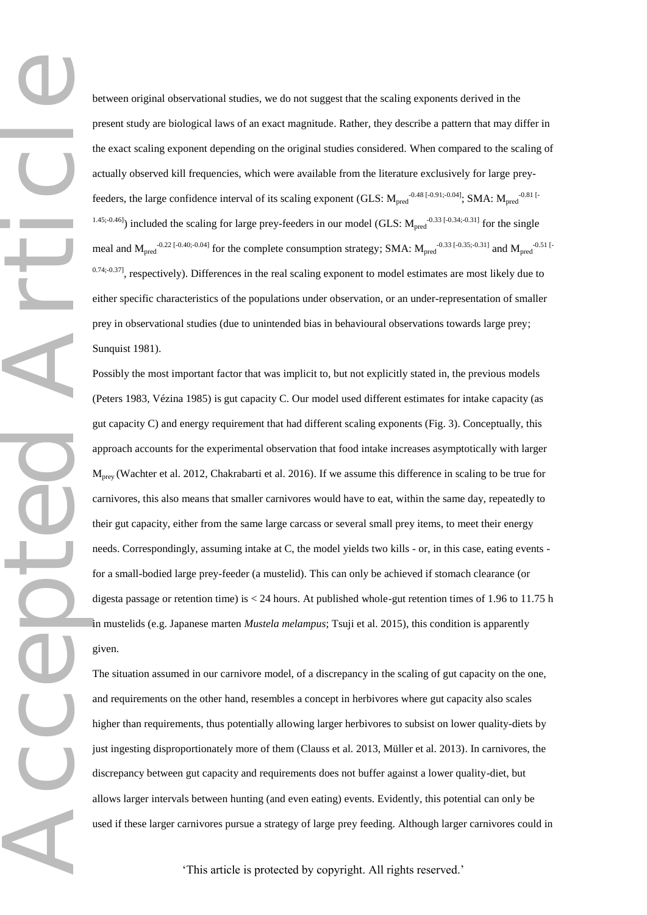between original observational studies, we do not suggest that the scaling exponents derived in the present study are biological laws of an exact magnitude. Rather, they describe a pattern that may differ in the exact scaling exponent depending on the original studies considered. When compared to the scaling of actually observed kill frequencies, which were available from the literature exclusively for large prey-feeders, the large confidence interval of its scaling exponent (GLS: $M_{pred}^{-0.48\ [-0.91;-0.04]}$; SMA: $M_{pred}^{-0.81\ [-1.45;-0.46]}$) included the scaling for large prey-feeders in our model (GLS: $M_{pred}^{-0.33\ [-0.34;-0.31]}$ for the single meal and $M_{pred}^{-0.22\ [-0.40;-0.04]}$ for the complete consumption strategy; SMA: $M_{pred}^{-0.33\ [-0.35;-0.31]}$ and $M_{pred}^{-0.51\ [-0.74;-0.37]}$, respectively). Differences in the real scaling exponent to model estimates are most likely due to either specific characteristics of the populations under observation, or an under-representation of smaller prey in observational studies (due to unintended bias in behavioural observations towards large prey; Sunquist 1981).

Possibly the most important factor that was implicit to, but not explicitly stated in, the previous models (Peters 1983, Vézina 1985) is gut capacity C. Our model used different estimates for intake capacity (as gut capacity C) and energy requirement that had different scaling exponents (Fig. 3). Conceptually, this approach accounts for the experimental observation that food intake increases asymptotically with larger $M_{prey}$ (Wachter et al. 2012, Chakrabarti et al. 2016). If we assume this difference in scaling to be true for carnivores, this also means that smaller carnivores would have to eat, within the same day, repeatedly to their gut capacity, either from the same large carcass or several small prey items, to meet their energy needs. Correspondingly, assuming intake at C, the model yields two kills - or, in this case, eating events - for a small-bodied large prey-feeder (a mustelid). This can only be achieved if stomach clearance (or digesta passage or retention time) is < 24 hours. At published whole-gut retention times of 1.96 to 11.75 h in mustelids (e.g. Japanese marten *Mustela melampus*; Tsuji et al. 2015), this condition is apparently given.

The situation assumed in our carnivore model, of a discrepancy in the scaling of gut capacity on the one, and requirements on the other hand, resembles a concept in herbivores where gut capacity also scales higher than requirements, thus potentially allowing larger herbivores to subsist on lower quality-diets by just ingesting disproportionately more of them (Clauss et al. 2013, Müller et al. 2013). In carnivores, the discrepancy between gut capacity and requirements does not buffer against a lower quality-diet, but allows larger intervals between hunting (and even eating) events. Evidently, this potential can only be used if these larger carnivores pursue a strategy of large prey feeding. Although larger carnivores could in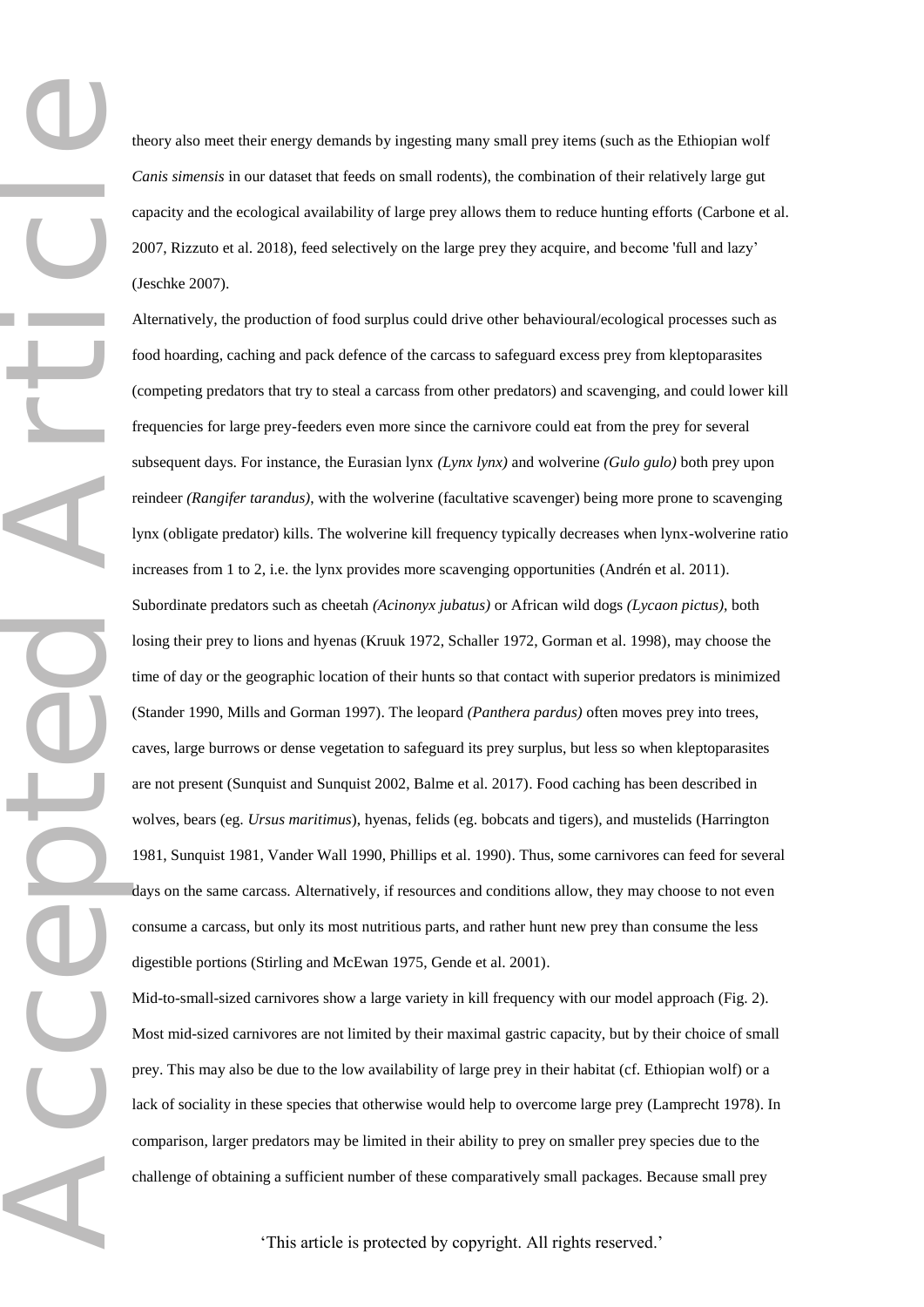theory also meet their energy demands by ingesting many small prey items (such as the Ethiopian wolf *Canis simensis* in our dataset that feeds on small rodents), the combination of their relatively large gut capacity and the ecological availability of large prey allows them to reduce hunting efforts (Carbone et al. 2007, Rizzuto et al. 2018), feed selectively on the large prey they acquire, and become 'full and lazy' (Jeschke 2007).

Alternatively, the production of food surplus could drive other behavioural/ecological processes such as food hoarding, caching and pack defence of the carcass to safeguard excess prey from kleptoparasites (competing predators that try to steal a carcass from other predators) and scavenging, and could lower kill frequencies for large prey-feeders even more since the carnivore could eat from the prey for several subsequent days. For instance, the Eurasian lynx *(Lynx lynx)* and wolverine *(Gulo gulo)* both prey upon reindeer *(Rangifer tarandus)*, with the wolverine (facultative scavenger) being more prone to scavenging lynx (obligate predator) kills. The wolverine kill frequency typically decreases when lynx-wolverine ratio increases from 1 to 2, i.e. the lynx provides more scavenging opportunities (Andrén et al. 2011). Subordinate predators such as cheetah *(Acinonyx jubatus)* or African wild dogs *(Lycaon pictus)*, both losing their prey to lions and hyenas (Kruuk 1972, Schaller 1972, Gorman et al. 1998), may choose the time of day or the geographic location of their hunts so that contact with superior predators is minimized (Stander 1990, Mills and Gorman 1997). The leopard *(Panthera pardus)* often moves prey into trees, caves, large burrows or dense vegetation to safeguard its prey surplus, but less so when kleptoparasites are not present (Sunquist and Sunquist 2002, Balme et al. 2017). Food caching has been described in wolves, bears (eg. *Ursus maritimus*), hyenas, felids (eg. bobcats and tigers), and mustelids (Harrington 1981, Sunquist 1981, Vander Wall 1990, Phillips et al. 1990). Thus, some carnivores can feed for several days on the same carcass. Alternatively, if resources and conditions allow, they may choose to not even consume a carcass, but only its most nutritious parts, and rather hunt new prey than consume the less digestible portions (Stirling and McEwan 1975, Gende et al. 2001).

Mid-to-small-sized carnivores show a large variety in kill frequency with our model approach (Fig. 2). Most mid-sized carnivores are not limited by their maximal gastric capacity, but by their choice of small prey. This may also be due to the low availability of large prey in their habitat (cf. Ethiopian wolf) or a lack of sociality in these species that otherwise would help to overcome large prey (Lamprecht 1978). In comparison, larger predators may be limited in their ability to prey on smaller prey species due to the challenge of obtaining a sufficient number of these comparatively small packages. Because small prey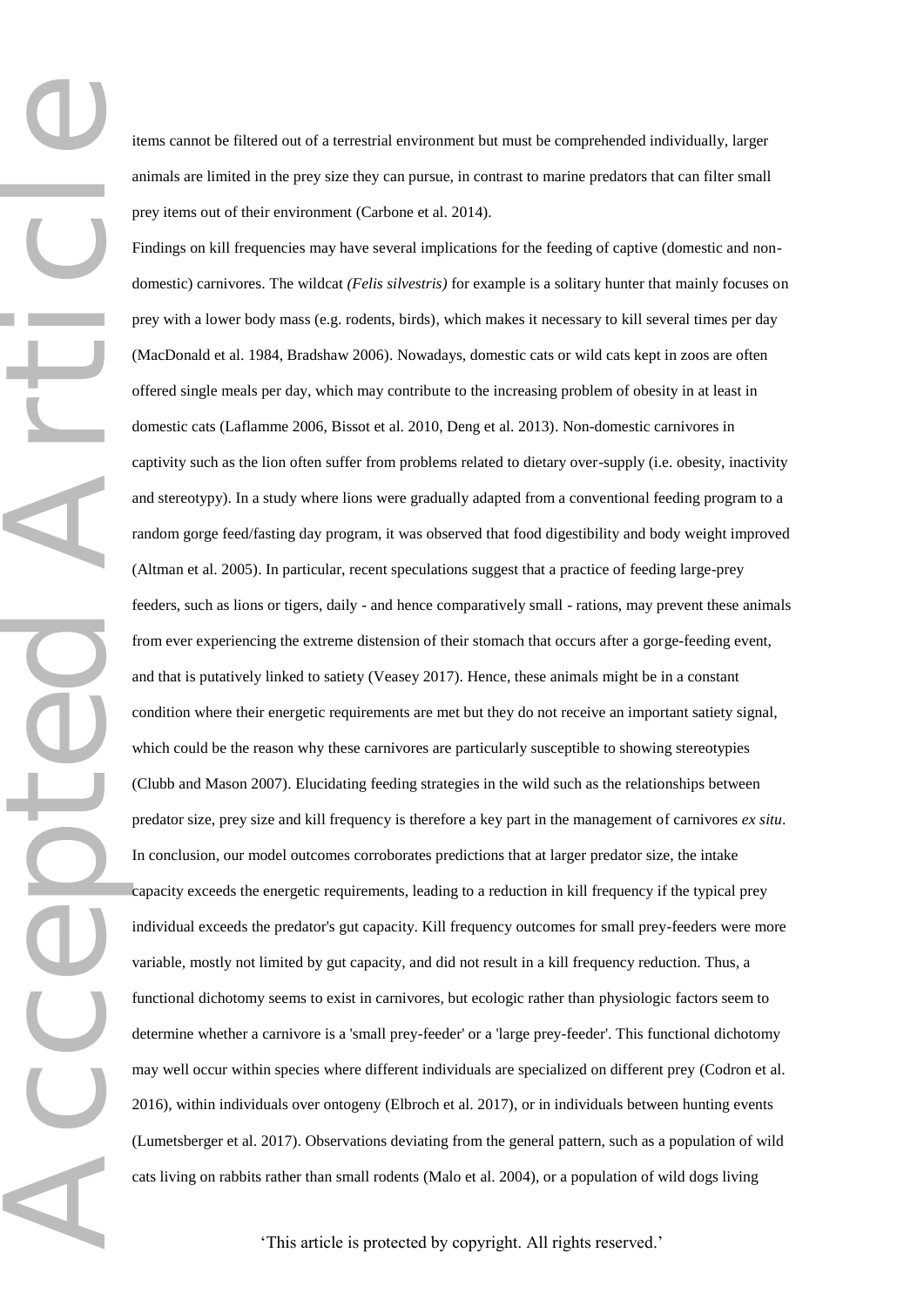items cannot be filtered out of a terrestrial environment but must be comprehended individually, larger animals are limited in the prey size they can pursue, in contrast to marine predators that can filter small prey items out of their environment (Carbone et al. 2014).

Findings on kill frequencies may have several implications for the feeding of captive (domestic and non-domestic) carnivores. The wildcat *(Felis silvestris)* for example is a solitary hunter that mainly focuses on prey with a lower body mass (e.g. rodents, birds), which makes it necessary to kill several times per day (MacDonald et al. 1984, Bradshaw 2006). Nowadays, domestic cats or wild cats kept in zoos are often offered single meals per day, which may contribute to the increasing problem of obesity in at least in domestic cats (Laflamme 2006, Bissot et al. 2010, Deng et al. 2013). Non-domestic carnivores in captivity such as the lion often suffer from problems related to dietary over-supply (i.e. obesity, inactivity and stereotypy). In a study where lions were gradually adapted from a conventional feeding program to a random gorge feed/fasting day program, it was observed that food digestibility and body weight improved (Altman et al. 2005). In particular, recent speculations suggest that a practice of feeding large-prey feeders, such as lions or tigers, daily - and hence comparatively small - rations, may prevent these animals from ever experiencing the extreme distension of their stomach that occurs after a gorge-feeding event, and that is putatively linked to satiety (Veasey 2017). Hence, these animals might be in a constant condition where their energetic requirements are met but they do not receive an important satiety signal, which could be the reason why these carnivores are particularly susceptible to showing stereotypies (Clubb and Mason 2007). Elucidating feeding strategies in the wild such as the relationships between predator size, prey size and kill frequency is therefore a key part in the management of carnivores *ex situ*.

In conclusion, our model outcomes corroborates predictions that at larger predator size, the intake capacity exceeds the energetic requirements, leading to a reduction in kill frequency if the typical prey individual exceeds the predator's gut capacity. Kill frequency outcomes for small prey-feeders were more variable, mostly not limited by gut capacity, and did not result in a kill frequency reduction. Thus, a functional dichotomy seems to exist in carnivores, but ecologic rather than physiologic factors seem to determine whether a carnivore is a 'small prey-feeder' or a 'large prey-feeder'. This functional dichotomy may well occur within species where different individuals are specialized on different prey (Codron et al. 2016), within individuals over ontogeny (Elbroch et al. 2017), or in individuals between hunting events (Lumetsberger et al. 2017). Observations deviating from the general pattern, such as a population of wild cats living on rabbits rather than small rodents (Malo et al. 2004), or a population of wild dogs living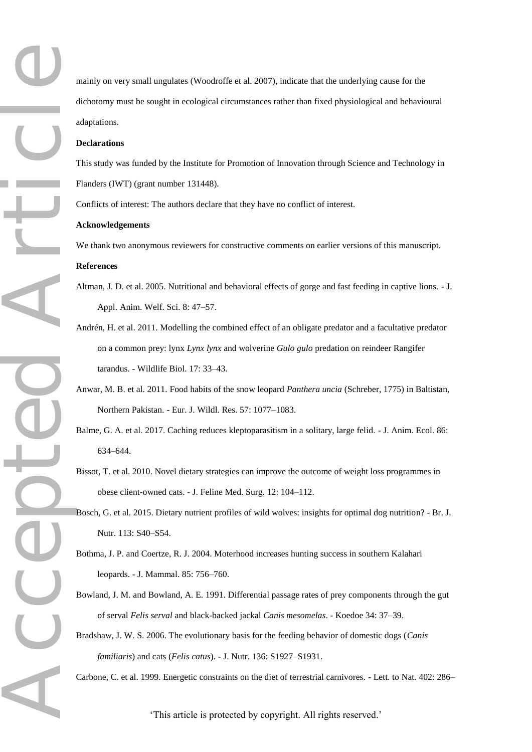mainly on very small ungulates (Woodroffe et al. 2007), indicate that the underlying cause for the dichotomy must be sought in ecological circumstances rather than fixed physiological and behavioural adaptations.

**Declarations**

This study was funded by the Institute for Promotion of Innovation through Science and Technology in Flanders (IWT) (grant number 131448).

Conflicts of interest: The authors declare that they have no conflict of interest.

**Acknowledgements**

We thank two anonymous reviewers for constructive comments on earlier versions of this manuscript.

**References**

Altman, J. D. et al. 2005. Nutritional and behavioral effects of gorge and fast feeding in captive lions. - J. Appl. Anim. Welf. Sci. 8: 47–57.

Andrén, H. et al. 2011. Modelling the combined effect of an obligate predator and a facultative predator on a common prey: lynx *Lynx lynx* and wolverine *Gulo gulo* predation on reindeer Rangifer tarandus. - Wildlife Biol. 17: 33–43.

Anwar, M. B. et al. 2011. Food habits of the snow leopard *Panthera uncia* (Schreber, 1775) in Baltistan, Northern Pakistan. - Eur. J. Wildl. Res. 57: 1077–1083.

Balme, G. A. et al. 2017. Caching reduces kleptoparasitism in a solitary, large felid. - J. Anim. Ecol. 86: 634–644.

Bissot, T. et al. 2010. Novel dietary strategies can improve the outcome of weight loss programmes in obese client-owned cats. - J. Feline Med. Surg. 12: 104–112.

Bosch, G. et al. 2015. Dietary nutrient profiles of wild wolves: insights for optimal dog nutrition? - Br. J. Nutr. 113: S40–S54.

Bothma, J. P. and Coertze, R. J. 2004. Moterhood increases hunting success in southern Kalahari leopards. - J. Mammal. 85: 756–760.

Bowland, J. M. and Bowland, A. E. 1991. Differential passage rates of prey components through the gut of serval *Felis serval* and black-backed jackal *Canis mesomelas*. - Koedoe 34: 37–39.

Bradshaw, J. W. S. 2006. The evolutionary basis for the feeding behavior of domestic dogs (*Canis familiaris*) and cats (*Felis catus*). - J. Nutr. 136: S1927–S1931.

Carbone, C. et al. 1999. Energetic constraints on the diet of terrestrial carnivores. - Lett. to Nat. 402: 286–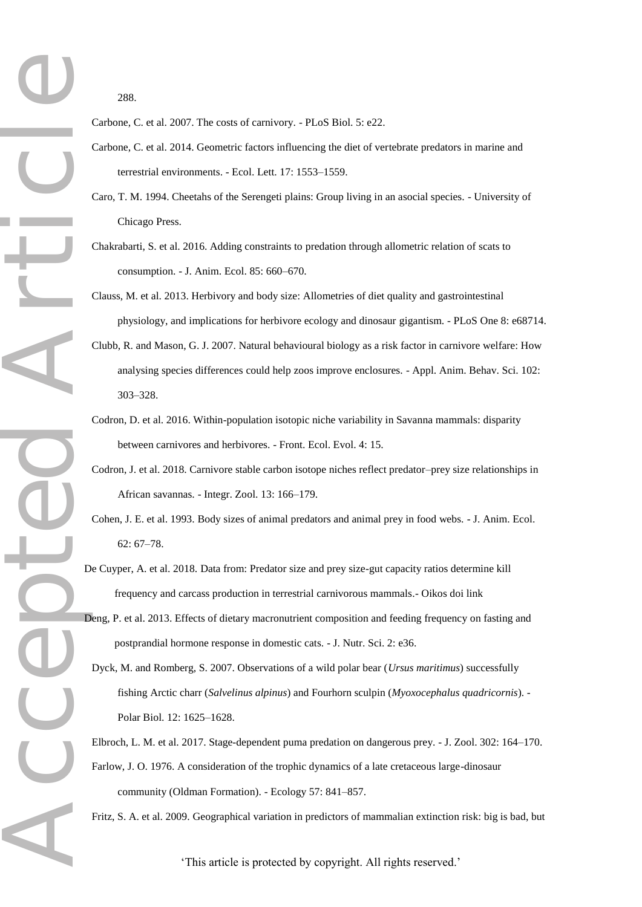288.

Carbone, C. et al. 2007. The costs of carnivory. - PLoS Biol. 5: e22.

Carbone, C. et al. 2014. Geometric factors influencing the diet of vertebrate predators in marine and terrestrial environments. - Ecol. Lett. 17: 1553–1559.

Caro, T. M. 1994. Cheetahs of the Serengeti plains: Group living in an asocial species. - University of Chicago Press.

Chakrabarti, S. et al. 2016. Adding constraints to predation through allometric relation of scats to consumption. - J. Anim. Ecol. 85: 660–670.

Clauss, M. et al. 2013. Herbivory and body size: Allometries of diet quality and gastrointestinal physiology, and implications for herbivore ecology and dinosaur gigantism. - PLoS One 8: e68714.

Clubb, R. and Mason, G. J. 2007. Natural behavioural biology as a risk factor in carnivore welfare: How analysing species differences could help zoos improve enclosures. - Appl. Anim. Behav. Sci. 102: 303–328.

Codron, D. et al. 2016. Within-population isotopic niche variability in Savanna mammals: disparity between carnivores and herbivores. - Front. Ecol. Evol. 4: 15.

Codron, J. et al. 2018. Carnivore stable carbon isotope niches reflect predator–prey size relationships in African savannas. - Integr. Zool. 13: 166–179.

Cohen, J. E. et al. 1993. Body sizes of animal predators and animal prey in food webs. - J. Anim. Ecol. 62: 67–78.

De Cuyper, A. et al. 2018. Data from: Predator size and prey size-gut capacity ratios determine kill frequency and carcass production in terrestrial carnivorous mammals.- Oikos doi link

Deng, P. et al. 2013. Effects of dietary macronutrient composition and feeding frequency on fasting and postprandial hormone response in domestic cats. - J. Nutr. Sci. 2: e36.

Dyck, M. and Romberg, S. 2007. Observations of a wild polar bear (*Ursus maritimus*) successfully fishing Arctic charr (*Salvelinus alpinus*) and Fourhorn sculpin (*Myoxocephalus quadricornis*). - Polar Biol. 12: 1625–1628.

Elbroch, L. M. et al. 2017. Stage-dependent puma predation on dangerous prey. - J. Zool. 302: 164–170.

Farlow, J. O. 1976. A consideration of the trophic dynamics of a late cretaceous large-dinosaur community (Oldman Formation). - Ecology 57: 841–857.

Fritz, S. A. et al. 2009. Geographical variation in predictors of mammalian extinction risk: big is bad, but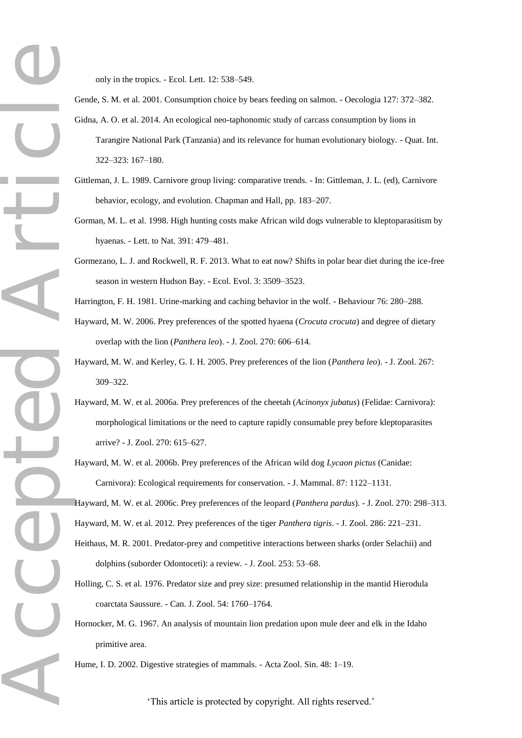only in the tropics. - Ecol. Lett. 12: 538–549.

Gende, S. M. et al. 2001. Consumption choice by bears feeding on salmon. - Oecologia 127: 372–382.

Gidna, A. O. et al. 2014. An ecological neo-taphonomic study of carcass consumption by lions in Tarangire National Park (Tanzania) and its relevance for human evolutionary biology. - Quat. Int. 322–323: 167–180.

Gittleman, J. L. 1989. Carnivore group living: comparative trends. - In: Gittleman, J. L. (ed), Carnivore behavior, ecology, and evolution. Chapman and Hall, pp. 183–207.

Gorman, M. L. et al. 1998. High hunting costs make African wild dogs vulnerable to kleptoparasitism by hyaenas. - Lett. to Nat. 391: 479–481.

Gormezano, L. J. and Rockwell, R. F. 2013. What to eat now? Shifts in polar bear diet during the ice-free season in western Hudson Bay. - Ecol. Evol. 3: 3509–3523.

Harrington, F. H. 1981. Urine-marking and caching behavior in the wolf. - Behaviour 76: 280–288.

Hayward, M. W. 2006. Prey preferences of the spotted hyaena (*Crocuta crocuta*) and degree of dietary overlap with the lion (*Panthera leo*). - J. Zool. 270: 606–614.

Hayward, M. W. and Kerley, G. I. H. 2005. Prey preferences of the lion (*Panthera leo*). - J. Zool. 267: 309–322.

Hayward, M. W. et al. 2006a. Prey preferences of the cheetah (*Acinonyx jubatus*) (Felidae: Carnivora): morphological limitations or the need to capture rapidly consumable prey before kleptoparasites arrive? - J. Zool. 270: 615–627.

Hayward, M. W. et al. 2006b. Prey preferences of the African wild dog *Lycaon pictus* (Canidae: Carnivora): Ecological requirements for conservation. - J. Mammal. 87: 1122–1131.

Hayward, M. W. et al. 2006c. Prey preferences of the leopard (*Panthera pardus*). - J. Zool. 270: 298–313.

Hayward, M. W. et al. 2012. Prey preferences of the tiger *Panthera tigris*. - J. Zool. 286: 221–231.

Heithaus, M. R. 2001. Predator-prey and competitive interactions between sharks (order Selachii) and dolphins (suborder Odontoceti): a review. - J. Zool. 253: 53–68.

Holling, C. S. et al. 1976. Predator size and prey size: presumed relationship in the mantid Hierodula coarctata Saussure. - Can. J. Zool. 54: 1760–1764.

Hornocker, M. G. 1967. An analysis of mountain lion predation upon mule deer and elk in the Idaho primitive area.

Hume, I. D. 2002. Digestive strategies of mammals. - Acta Zool. Sin. 48: 1–19.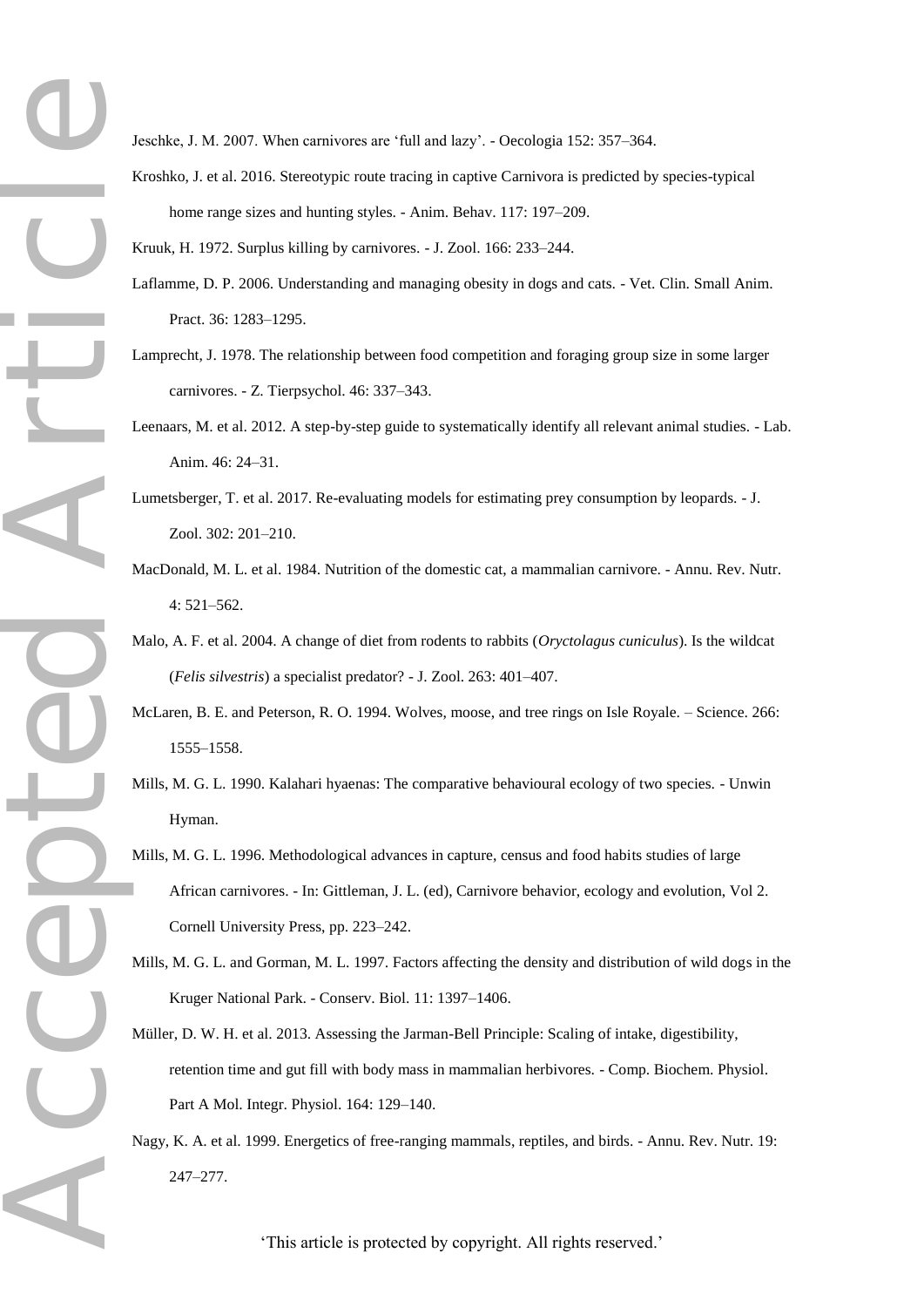Jeschke, J. M. 2007. When carnivores are 'full and lazy'. - Oecologia 152: 357–364.

Kroshko, J. et al. 2016. Stereotypic route tracing in captive Carnivora is predicted by species-typical home range sizes and hunting styles. - Anim. Behav. 117: 197–209.

Kruuk, H. 1972. Surplus killing by carnivores. - J. Zool. 166: 233–244.

Laflamme, D. P. 2006. Understanding and managing obesity in dogs and cats. - Vet. Clin. Small Anim. Pract. 36: 1283–1295.

Lamprecht, J. 1978. The relationship between food competition and foraging group size in some larger carnivores. - Z. Tierpsychol. 46: 337–343.

Leenaars, M. et al. 2012. A step-by-step guide to systematically identify all relevant animal studies. - Lab. Anim. 46: 24–31.

Lumetsberger, T. et al. 2017. Re-evaluating models for estimating prey consumption by leopards. - J. Zool. 302: 201–210.

MacDonald, M. L. et al. 1984. Nutrition of the domestic cat, a mammalian carnivore. - Annu. Rev. Nutr. 4: 521–562.

Malo, A. F. et al. 2004. A change of diet from rodents to rabbits (*Oryctolagus cuniculus*). Is the wildcat (*Felis silvestris*) a specialist predator? - J. Zool. 263: 401–407.

McLaren, B. E. and Peterson, R. O. 1994. Wolves, moose, and tree rings on Isle Royale. – Science. 266: 1555–1558.

Mills, M. G. L. 1990. Kalahari hyaenas: The comparative behavioural ecology of two species. - Unwin Hyman.

Mills, M. G. L. 1996. Methodological advances in capture, census and food habits studies of large African carnivores. - In: Gittleman, J. L. (ed), Carnivore behavior, ecology and evolution, Vol 2. Cornell University Press, pp. 223–242.

Mills, M. G. L. and Gorman, M. L. 1997. Factors affecting the density and distribution of wild dogs in the Kruger National Park. - Conserv. Biol. 11: 1397–1406.

Müller, D. W. H. et al. 2013. Assessing the Jarman-Bell Principle: Scaling of intake, digestibility, retention time and gut fill with body mass in mammalian herbivores. - Comp. Biochem. Physiol. Part A Mol. Integr. Physiol. 164: 129–140.

Nagy, K. A. et al. 1999. Energetics of free-ranging mammals, reptiles, and birds. - Annu. Rev. Nutr. 19: 247–277.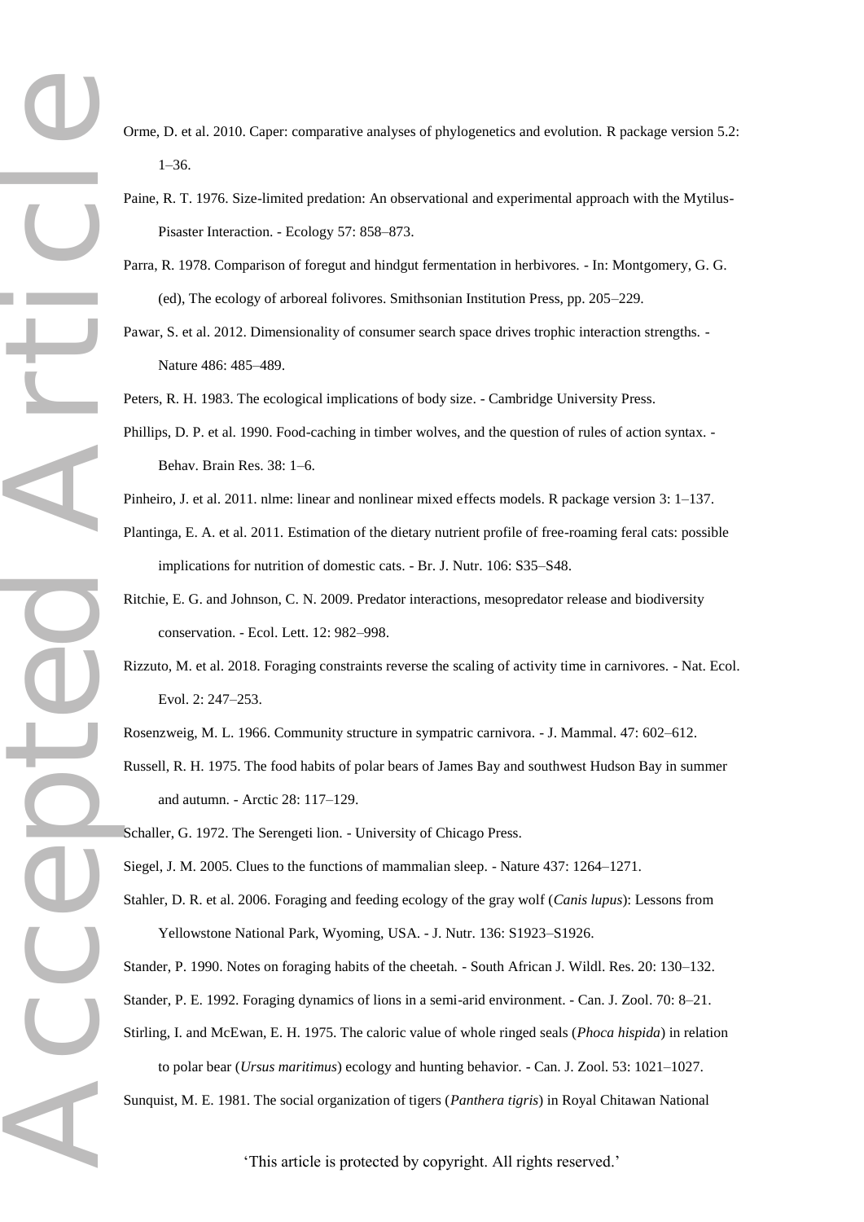Orme, D. et al. 2010. Caper: comparative analyses of phylogenetics and evolution. R package version 5.2: 1–36.

Paine, R. T. 1976. Size-limited predation: An observational and experimental approach with the Mytilus-Pisaster Interaction. - Ecology 57: 858–873.

Parra, R. 1978. Comparison of foregut and hindgut fermentation in herbivores. - In: Montgomery, G. G. (ed), The ecology of arboreal folivores. Smithsonian Institution Press, pp. 205–229.

Pawar, S. et al. 2012. Dimensionality of consumer search space drives trophic interaction strengths. - Nature 486: 485–489.

Peters, R. H. 1983. The ecological implications of body size. - Cambridge University Press.

Phillips, D. P. et al. 1990. Food-caching in timber wolves, and the question of rules of action syntax. - Behav. Brain Res. 38: 1–6.

Pinheiro, J. et al. 2011. nlme: linear and nonlinear mixed effects models. R package version 3: 1–137.

Plantinga, E. A. et al. 2011. Estimation of the dietary nutrient profile of free-roaming feral cats: possible implications for nutrition of domestic cats. - Br. J. Nutr. 106: S35–S48.

Ritchie, E. G. and Johnson, C. N. 2009. Predator interactions, mesopredator release and biodiversity conservation. - Ecol. Lett. 12: 982–998.

Rizzuto, M. et al. 2018. Foraging constraints reverse the scaling of activity time in carnivores. - Nat. Ecol. Evol. 2: 247–253.

Rosenzweig, M. L. 1966. Community structure in sympatric carnivora. - J. Mammal. 47: 602–612.

Russell, R. H. 1975. The food habits of polar bears of James Bay and southwest Hudson Bay in summer and autumn. - Arctic 28: 117–129.

Schaller, G. 1972. The Serengeti lion. - University of Chicago Press.

Siegel, J. M. 2005. Clues to the functions of mammalian sleep. - Nature 437: 1264–1271.

Stahler, D. R. et al. 2006. Foraging and feeding ecology of the gray wolf (*Canis lupus*): Lessons from Yellowstone National Park, Wyoming, USA. - J. Nutr. 136: S1923–S1926.

Stander, P. 1990. Notes on foraging habits of the cheetah. - South African J. Wildl. Res. 20: 130–132.

Stander, P. E. 1992. Foraging dynamics of lions in a semi-arid environment. - Can. J. Zool. 70: 8–21.

Stirling, I. and McEwan, E. H. 1975. The caloric value of whole ringed seals (*Phoca hispida*) in relation to polar bear (*Ursus maritimus*) ecology and hunting behavior. - Can. J. Zool. 53: 1021–1027.

Sunquist, M. E. 1981. The social organization of tigers (*Panthera tigris*) in Royal Chitawan National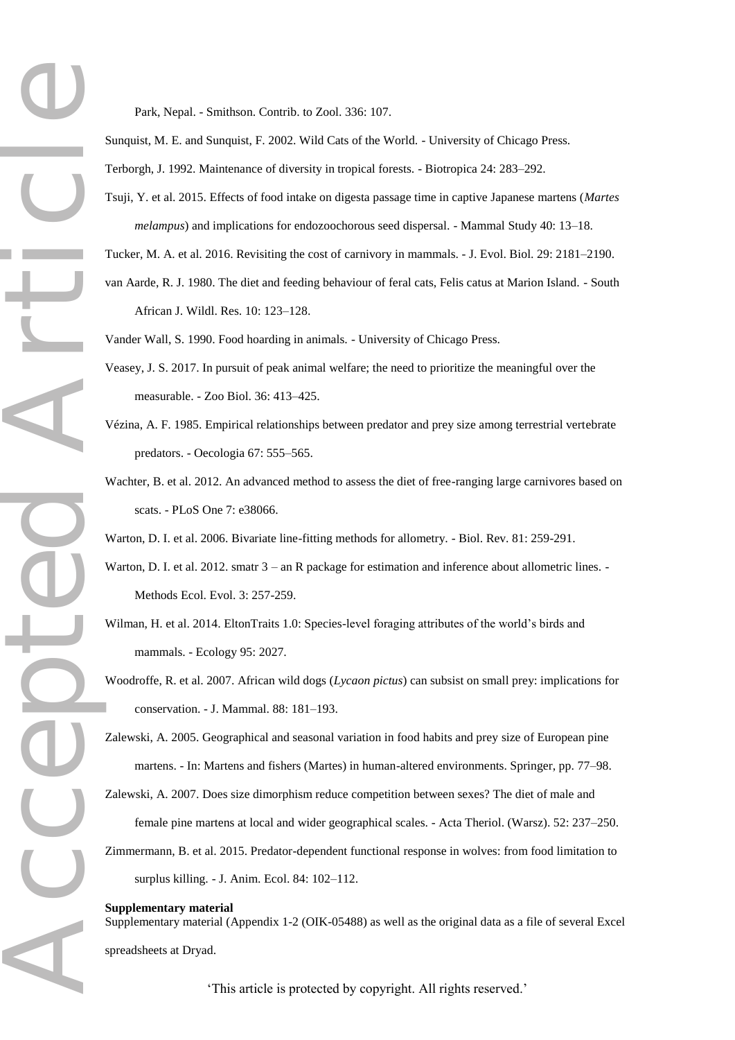Park, Nepal. - Smithson. Contrib. to Zool. 336: 107.

Sunquist, M. E. and Sunquist, F. 2002. Wild Cats of the World. - University of Chicago Press.

Terborgh, J. 1992. Maintenance of diversity in tropical forests. - Biotropica 24: 283–292.

Tsuji, Y. et al. 2015. Effects of food intake on digesta passage time in captive Japanese martens (*Martes melampus*) and implications for endozoochorous seed dispersal. - Mammal Study 40: 13–18.

Tucker, M. A. et al. 2016. Revisiting the cost of carnivory in mammals. - J. Evol. Biol. 29: 2181–2190.

van Aarde, R. J. 1980. The diet and feeding behaviour of feral cats, Felis catus at Marion Island. - South African J. Wildl. Res. 10: 123–128.

Vander Wall, S. 1990. Food hoarding in animals. - University of Chicago Press.

Veasey, J. S. 2017. In pursuit of peak animal welfare; the need to prioritize the meaningful over the measurable. - Zoo Biol. 36: 413–425.

Vézina, A. F. 1985. Empirical relationships between predator and prey size among terrestrial vertebrate predators. - Oecologia 67: 555–565.

Wachter, B. et al. 2012. An advanced method to assess the diet of free-ranging large carnivores based on scats. - PLoS One 7: e38066.

Warton, D. I. et al. 2006. Bivariate line-fitting methods for allometry. - Biol. Rev. 81: 259-291.

Warton, D. I. et al. 2012. smatr 3 – an R package for estimation and inference about allometric lines. - Methods Ecol. Evol. 3: 257-259.

Wilman, H. et al. 2014. EltonTraits 1.0: Species-level foraging attributes of the world's birds and mammals. - Ecology 95: 2027.

Woodroffe, R. et al. 2007. African wild dogs (*Lycaon pictus*) can subsist on small prey: implications for conservation. - J. Mammal. 88: 181–193.

Zalewski, A. 2005. Geographical and seasonal variation in food habits and prey size of European pine martens. - In: Martens and fishers (Martes) in human-altered environments. Springer, pp. 77–98.

Zalewski, A. 2007. Does size dimorphism reduce competition between sexes? The diet of male and female pine martens at local and wider geographical scales. - Acta Theriol. (Warsz). 52: 237–250.

Zimmermann, B. et al. 2015. Predator-dependent functional response in wolves: from food limitation to surplus killing. - J. Anim. Ecol. 84: 102–112.

**Supplementary material**

Supplementary material (Appendix 1-2 (OIK-05488) as well as the original data as a file of several Excel spreadsheets at Dryad.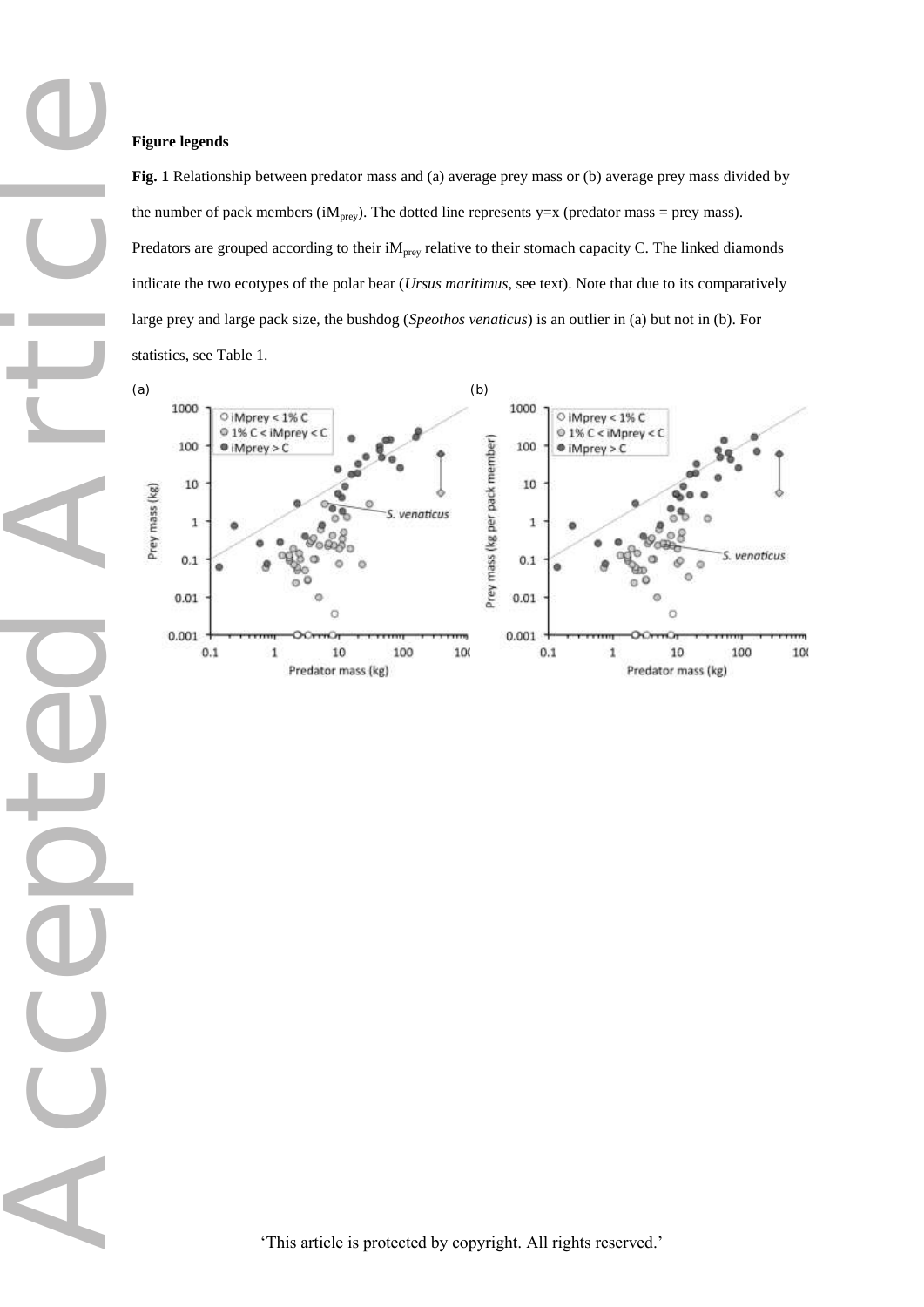## Figure legends

**Fig. 1** Relationship between predator mass and (a) average prey mass or (b) average prey mass divided by the number of pack members ($iM_{prey}$). The dotted line represents y=x (predator mass = prey mass). Predators are grouped according to their $iM_{prey}$ relative to their stomach capacity C. The linked diamonds indicate the two ecotypes of the polar bear (*Ursus maritimus*, see text). Note that due to its comparatively large prey and large pack size, the bushdog (*Speothos venaticus*) is an outlier in (a) but not in (b). For statistics, see Table 1.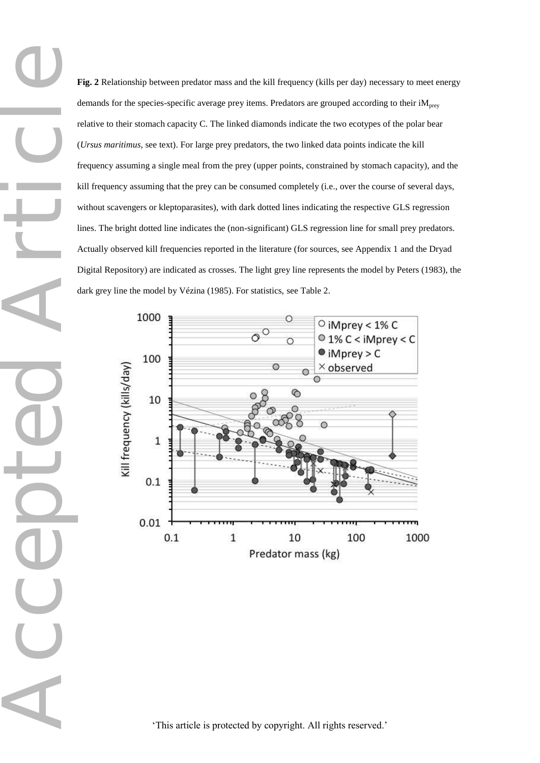**Fig. 2** Relationship between predator mass and the kill frequency (kills per day) necessary to meet energy demands for the species-specific average prey items. Predators are grouped according to their $iM_{prey}$ relative to their stomach capacity C. The linked diamonds indicate the two ecotypes of the polar bear (*Ursus maritimus*, see text). For large prey predators, the two linked data points indicate the kill frequency assuming a single meal from the prey (upper points, constrained by stomach capacity), and the kill frequency assuming that the prey can be consumed completely (i.e., over the course of several days, without scavengers or kleptoparasites), with dark dotted lines indicating the respective GLS regression lines. The bright dotted line indicates the (non-significant) GLS regression line for small prey predators. Actually observed kill frequencies reported in the literature (for sources, see Appendix 1 and the Dryad Digital Repository) are indicated as crosses. The light grey line represents the model by Peters (1983), the dark grey line the model by Vézina (1985). For statistics, see Table 2.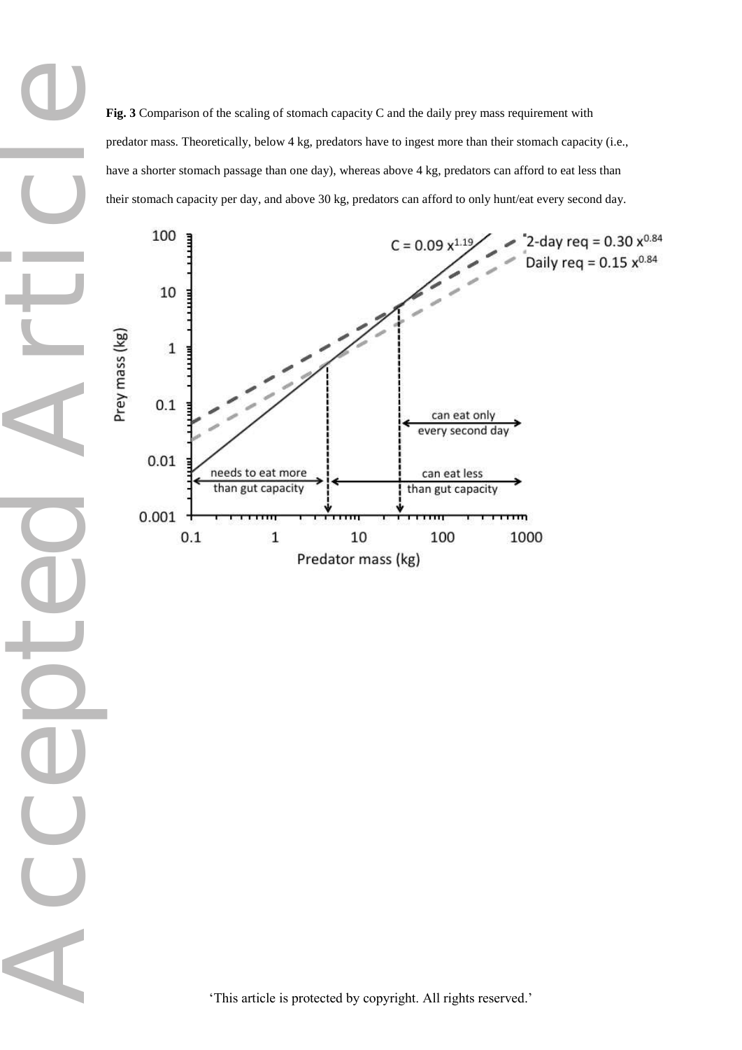**Fig. 3** Comparison of the scaling of stomach capacity C and the daily prey mass requirement with predator mass. Theoretically, below 4 kg, predators have to ingest more than their stomach capacity (i.e., have a shorter stomach passage than one day), whereas above 4 kg, predators can afford to eat less than their stomach capacity per day, and above 30 kg, predators can afford to only hunt/eat every second day.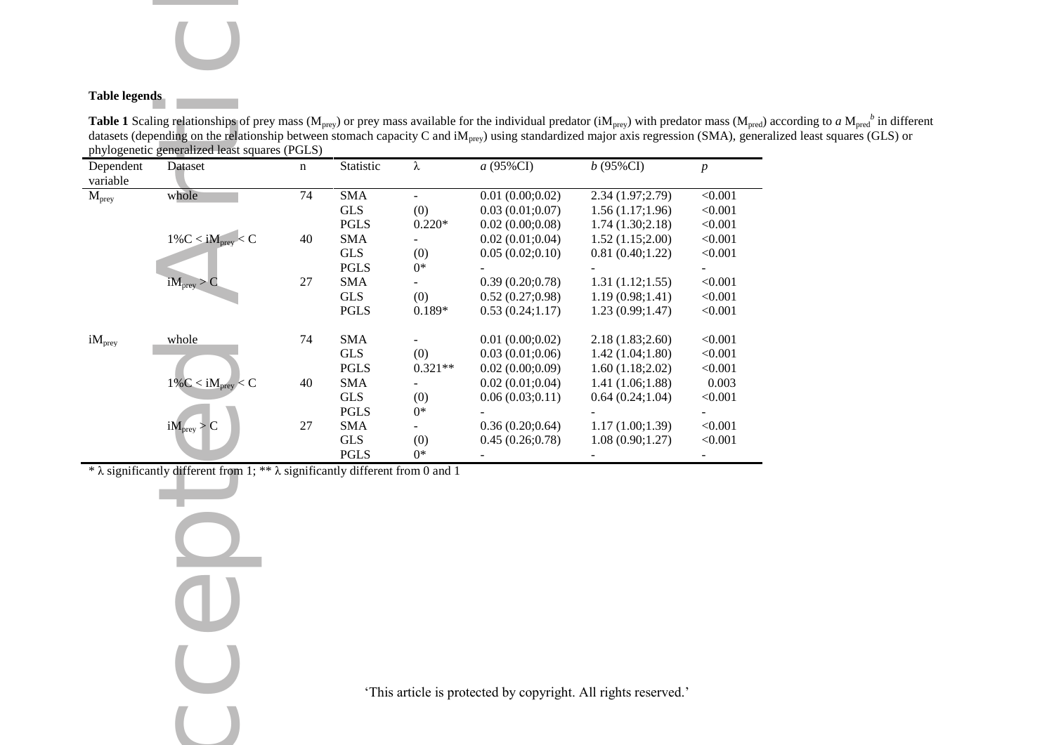**Table legends**

**Table 1** Scaling relationships of prey mass ($M_{prey}$) or prey mass available for the individual predator ($iM_{prey}$) with predator mass ($M_{pred}$) according to $a\ M_{pred}^{\ b}$ in different datasets (depending on the relationship between stomach capacity C and $iM_{prey}$) using standardized major axis regression (SMA), generalized least squares (GLS) or phylogenetic generalized least squares (PGLS)

| Dependent variable | Dataset | n | Statistic | λ | *a* (95%CI) | *b* (95%CI) | *p* |
|---|---|---|---|---|---|---|---|
| $M_{prey}$ | whole | 74 | SMA | - | 0.01 (0.00;0.02) | 2.34 (1.97;2.79) | <0.001 |
| | | | GLS | (0) | 0.03 (0.01;0.07) | 1.56 (1.17;1.96) | <0.001 |
| | | | PGLS | 0.220* | 0.02 (0.00;0.08) | 1.74 (1.30;2.18) | <0.001 |
| | $1\%C < iM_{prey} < C$ | 40 | SMA | - | 0.02 (0.01;0.04) | 1.52 (1.15;2.00) | <0.001 |
| | | | GLS | (0) | 0.05 (0.02;0.10) | 0.81 (0.40;1.22) | <0.001 |
| | | | PGLS | 0* | - | - | - |
| | $iM_{prey} > C$ | 27 | SMA | - | 0.39 (0.20;0.78) | 1.31 (1.12;1.55) | <0.001 |
| | | | GLS | (0) | 0.52 (0.27;0.98) | 1.19 (0.98;1.41) | <0.001 |
| | | | PGLS | 0.189* | 0.53 (0.24;1.17) | 1.23 (0.99;1.47) | <0.001 |
| $iM_{prey}$ | whole | 74 | SMA | - | 0.01 (0.00;0.02) | 2.18 (1.83;2.60) | <0.001 |
| | | | GLS | (0) | 0.03 (0.01;0.06) | 1.42 (1.04;1.80) | <0.001 |
| | | | PGLS | 0.321** | 0.02 (0.00;0.09) | 1.60 (1.18;2.02) | <0.001 |
| | $1\%C < iM_{prey} < C$ | 40 | SMA | - | 0.02 (0.01;0.04) | 1.41 (1.06;1.88) | 0.003 |
| | | | GLS | (0) | 0.06 (0.03;0.11) | 0.64 (0.24;1.04) | <0.001 |
| | | | PGLS | 0* | - | - | - |
| | $iM_{prey} > C$ | 27 | SMA | - | 0.36 (0.20;0.64) | 1.17 (1.00;1.39) | <0.001 |
| | | | GLS | (0) | 0.45 (0.26;0.78) | 1.08 (0.90;1.27) | <0.001 |
| | | | PGLS | 0* | - | - | - |

\* λ significantly different from 1; ** λ significantly different from 0 and 1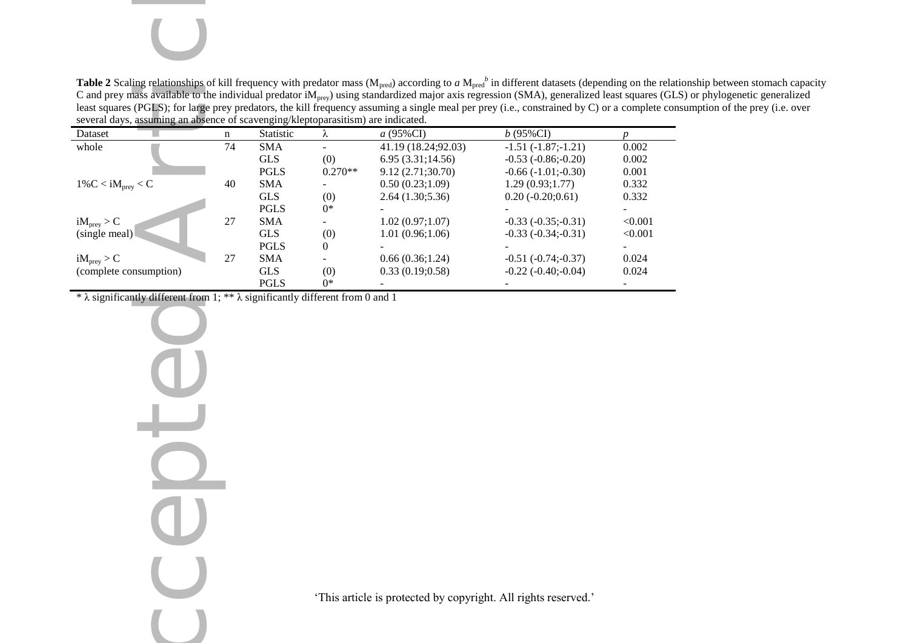**Table 2** Scaling relationships of kill frequency with predator mass ($M_{pred}$) according to $a\, M_{pred}^{b}$ in different datasets (depending on the relationship between stomach capacity C and prey mass available to the individual predator $iM_{prey}$) using standardized major axis regression (SMA), generalized least squares (GLS) or phylogenetic generalized least squares (PGLS); for large prey predators, the kill frequency assuming a single meal per prey (i.e., constrained by C) or a complete consumption of the prey (i.e. over several days, assuming an absence of scavenging/kleptoparasitism) are indicated.

| Dataset | n | Statistic | λ | *a* (95%CI) | *b* (95%CI) | *p* |
|---|---|---|---|---|---|---|
| whole | 74 | SMA | - | 41.19 (18.24;92.03) | -1.51 (-1.87;-1.21) | 0.002 |
| | | GLS | (0) | 6.95 (3.31;14.56) | -0.53 (-0.86;-0.20) | 0.002 |
| | | PGLS | 0.270** | 9.12 (2.71;30.70) | -0.66 (-1.01;-0.30) | 0.001 |
| $1\%C < iM_{prey} < C$ | 40 | SMA | - | 0.50 (0.23;1.09) | 1.29 (0.93;1.77) | 0.332 |
| | | GLS | (0) | 2.64 (1.30;5.36) | 0.20 (-0.20;0.61) | 0.332 |
| | | PGLS | 0* | - | - | - |
| $iM_{prey} > C$ (single meal) | 27 | SMA | - | 1.02 (0.97;1.07) | -0.33 (-0.35;-0.31) | <0.001 |
| | | GLS | (0) | 1.01 (0.96;1.06) | -0.33 (-0.34;-0.31) | <0.001 |
| | | PGLS | 0 | - | - | - |
| $iM_{prey} > C$ (complete consumption) | 27 | SMA | - | 0.66 (0.36;1.24) | -0.51 (-0.74;-0.37) | 0.024 |
| | | GLS | (0) | 0.33 (0.19;0.58) | -0.22 (-0.40;-0.04) | 0.024 |
| | | PGLS | 0* | - | - | - |

* λ significantly different from 1; ** λ significantly different from 0 and 1